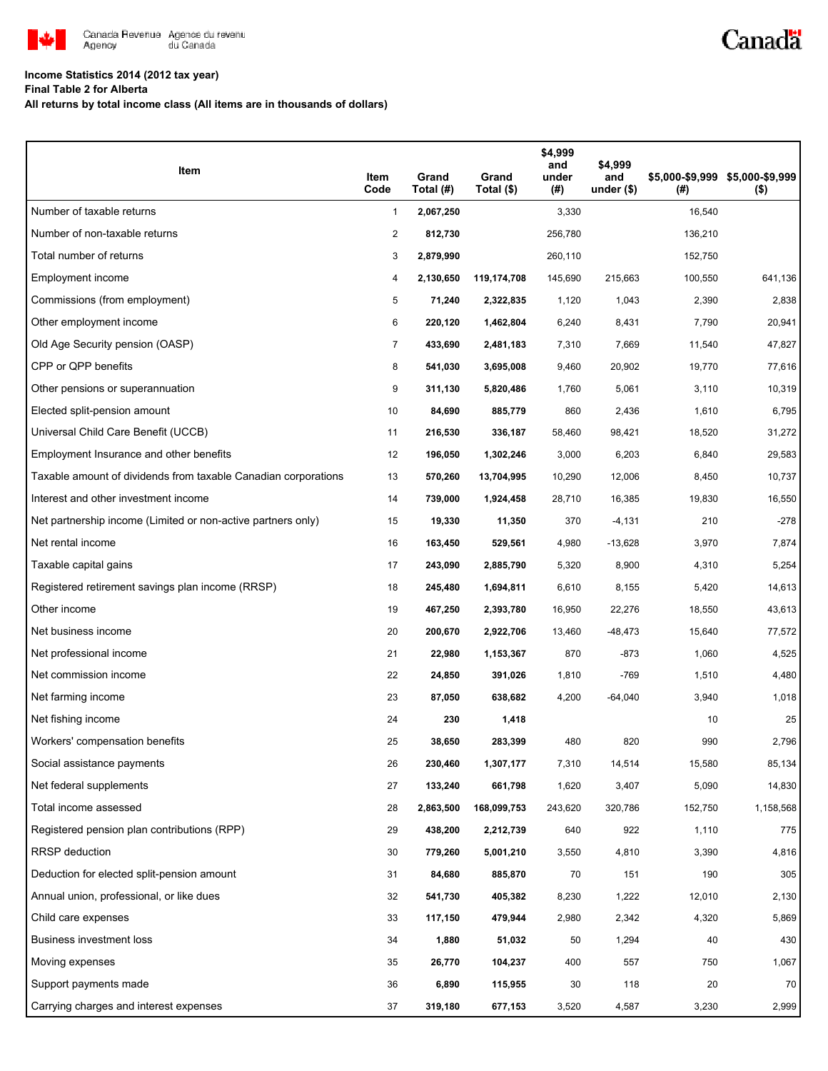**Income Statistics 2014 (2012 tax year)**
**Final Table 2 for Alberta**
**All returns by total income class (All items are in thousands of dollars)**

| Item | Item Code | Grand Total (#) | Grand Total ($) | $4,999 and under (#) | $4,999 and under ($) | $5,000-$9,999 (#) | $5,000-$9,999 ($) |
|---|---|---|---|---|---|---|---|
| Number of taxable returns | 1 | **2,067,250** | | 3,330 | | 16,540 | |
| Number of non-taxable returns | 2 | **812,730** | | 256,780 | | 136,210 | |
| Total number of returns | 3 | **2,879,990** | | 260,110 | | 152,750 | |
| Employment income | 4 | **2,130,650** | **119,174,708** | 145,690 | 215,663 | 100,550 | 641,136 |
| Commissions (from employment) | 5 | **71,240** | **2,322,835** | 1,120 | 1,043 | 2,390 | 2,838 |
| Other employment income | 6 | **220,120** | **1,462,804** | 6,240 | 8,431 | 7,790 | 20,941 |
| Old Age Security pension (OASP) | 7 | **433,690** | **2,481,183** | 7,310 | 7,669 | 11,540 | 47,827 |
| CPP or QPP benefits | 8 | **541,030** | **3,695,008** | 9,460 | 20,902 | 19,770 | 77,616 |
| Other pensions or superannuation | 9 | **311,130** | **5,820,486** | 1,760 | 5,061 | 3,110 | 10,319 |
| Elected split-pension amount | 10 | **84,690** | **885,779** | 860 | 2,436 | 1,610 | 6,795 |
| Universal Child Care Benefit (UCCB) | 11 | **216,530** | **336,187** | 58,460 | 98,421 | 18,520 | 31,272 |
| Employment Insurance and other benefits | 12 | **196,050** | **1,302,246** | 3,000 | 6,203 | 6,840 | 29,583 |
| Taxable amount of dividends from taxable Canadian corporations | 13 | **570,260** | **13,704,995** | 10,290 | 12,006 | 8,450 | 10,737 |
| Interest and other investment income | 14 | **739,000** | **1,924,458** | 28,710 | 16,385 | 19,830 | 16,550 |
| Net partnership income (Limited or non-active partners only) | 15 | **19,330** | **11,350** | 370 | -4,131 | 210 | -278 |
| Net rental income | 16 | **163,450** | **529,561** | 4,980 | -13,628 | 3,970 | 7,874 |
| Taxable capital gains | 17 | **243,090** | **2,885,790** | 5,320 | 8,900 | 4,310 | 5,254 |
| Registered retirement savings plan income (RRSP) | 18 | **245,480** | **1,694,811** | 6,610 | 8,155 | 5,420 | 14,613 |
| Other income | 19 | **467,250** | **2,393,780** | 16,950 | 22,276 | 18,550 | 43,613 |
| Net business income | 20 | **200,670** | **2,922,706** | 13,460 | -48,473 | 15,640 | 77,572 |
| Net professional income | 21 | **22,980** | **1,153,367** | 870 | -873 | 1,060 | 4,525 |
| Net commission income | 22 | **24,850** | **391,026** | 1,810 | -769 | 1,510 | 4,480 |
| Net farming income | 23 | **87,050** | **638,682** | 4,200 | -64,040 | 3,940 | 1,018 |
| Net fishing income | 24 | **230** | **1,418** | | | 10 | 25 |
| Workers' compensation benefits | 25 | **38,650** | **283,399** | 480 | 820 | 990 | 2,796 |
| Social assistance payments | 26 | **230,460** | **1,307,177** | 7,310 | 14,514 | 15,580 | 85,134 |
| Net federal supplements | 27 | **133,240** | **661,798** | 1,620 | 3,407 | 5,090 | 14,830 |
| Total income assessed | 28 | **2,863,500** | **168,099,753** | 243,620 | 320,786 | 152,750 | 1,158,568 |
| Registered pension plan contributions (RPP) | 29 | **438,200** | **2,212,739** | 640 | 922 | 1,110 | 775 |
| RRSP deduction | 30 | **779,260** | **5,001,210** | 3,550 | 4,810 | 3,390 | 4,816 |
| Deduction for elected split-pension amount | 31 | **84,680** | **885,870** | 70 | 151 | 190 | 305 |
| Annual union, professional, or like dues | 32 | **541,730** | **405,382** | 8,230 | 1,222 | 12,010 | 2,130 |
| Child care expenses | 33 | **117,150** | **479,944** | 2,980 | 2,342 | 4,320 | 5,869 |
| Business investment loss | 34 | **1,880** | **51,032** | 50 | 1,294 | 40 | 430 |
| Moving expenses | 35 | **26,770** | **104,237** | 400 | 557 | 750 | 1,067 |
| Support payments made | 36 | **6,890** | **115,955** | 30 | 118 | 20 | 70 |
| Carrying charges and interest expenses | 37 | **319,180** | **677,153** | 3,520 | 4,587 | 3,230 | 2,999 |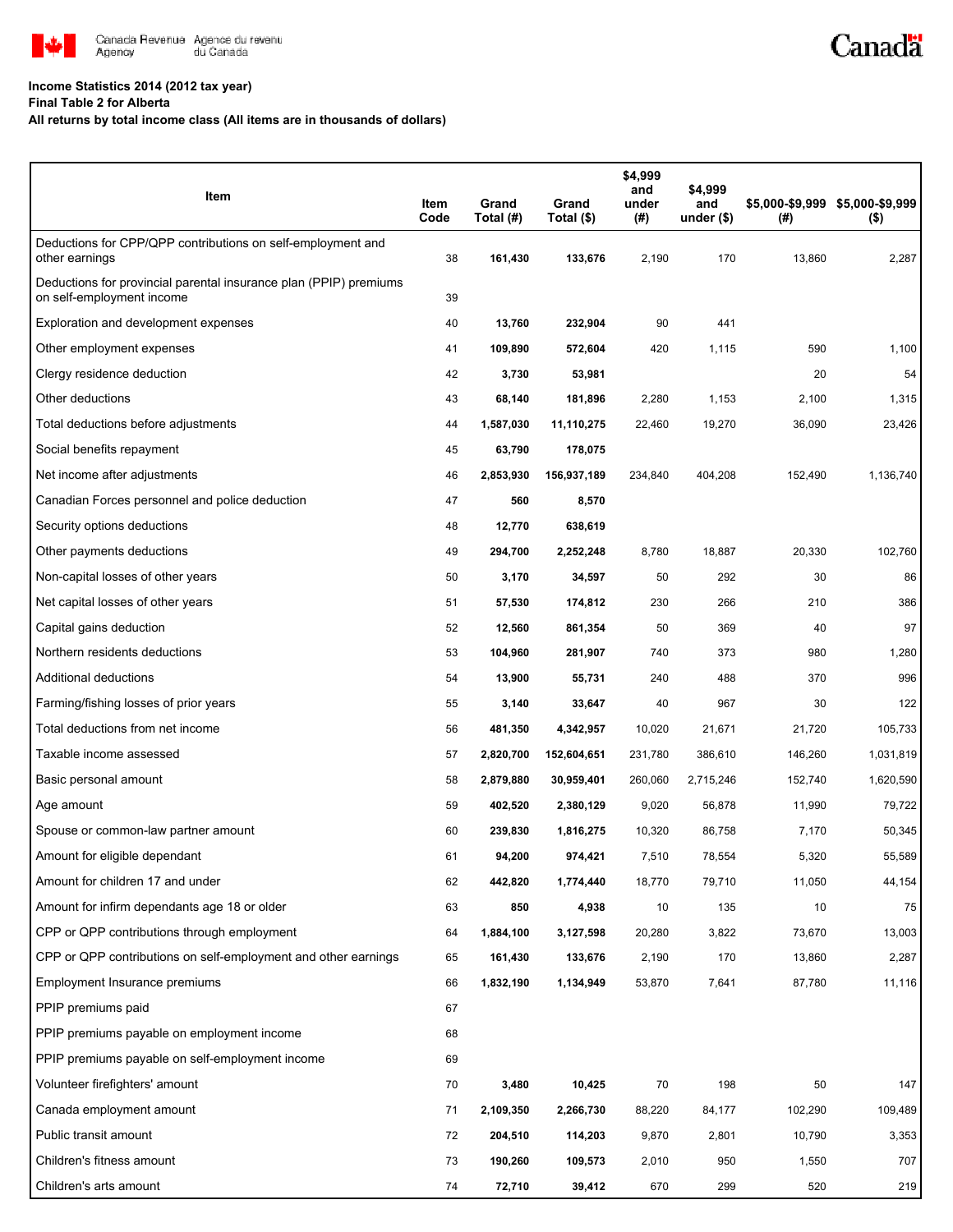**Income Statistics 2014 (2012 tax year)**

**Final Table 2 for Alberta**

**All returns by total income class (All items are in thousands of dollars)**

| Item | Item Code | Grand Total (#) | Grand Total ($) | $4,999 and under (#) | $4,999 and under ($) | $5,000-$9,999 (#) | $5,000-$9,999 ($) |
|---|---|---|---|---|---|---|---|
| Deductions for CPP/QPP contributions on self-employment and other earnings | 38 | **161,430** | **133,676** | 2,190 | 170 | 13,860 | 2,287 |
| Deductions for provincial parental insurance plan (PPIP) premiums on self-employment income | 39 | | | | | | |
| Exploration and development expenses | 40 | **13,760** | **232,904** | 90 | 441 | | |
| Other employment expenses | 41 | **109,890** | **572,604** | 420 | 1,115 | 590 | 1,100 |
| Clergy residence deduction | 42 | **3,730** | **53,981** | | | 20 | 54 |
| Other deductions | 43 | **68,140** | **181,896** | 2,280 | 1,153 | 2,100 | 1,315 |
| Total deductions before adjustments | 44 | **1,587,030** | **11,110,275** | 22,460 | 19,270 | 36,090 | 23,426 |
| Social benefits repayment | 45 | **63,790** | **178,075** | | | | |
| Net income after adjustments | 46 | **2,853,930** | **156,937,189** | 234,840 | 404,208 | 152,490 | 1,136,740 |
| Canadian Forces personnel and police deduction | 47 | **560** | **8,570** | | | | |
| Security options deductions | 48 | **12,770** | **638,619** | | | | |
| Other payments deductions | 49 | **294,700** | **2,252,248** | 8,780 | 18,887 | 20,330 | 102,760 |
| Non-capital losses of other years | 50 | **3,170** | **34,597** | 50 | 292 | 30 | 86 |
| Net capital losses of other years | 51 | **57,530** | **174,812** | 230 | 266 | 210 | 386 |
| Capital gains deduction | 52 | **12,560** | **861,354** | 50 | 369 | 40 | 97 |
| Northern residents deductions | 53 | **104,960** | **281,907** | 740 | 373 | 980 | 1,280 |
| Additional deductions | 54 | **13,900** | **55,731** | 240 | 488 | 370 | 996 |
| Farming/fishing losses of prior years | 55 | **3,140** | **33,647** | 40 | 967 | 30 | 122 |
| Total deductions from net income | 56 | **481,350** | **4,342,957** | 10,020 | 21,671 | 21,720 | 105,733 |
| Taxable income assessed | 57 | **2,820,700** | **152,604,651** | 231,780 | 386,610 | 146,260 | 1,031,819 |
| Basic personal amount | 58 | **2,879,880** | **30,959,401** | 260,060 | 2,715,246 | 152,740 | 1,620,590 |
| Age amount | 59 | **402,520** | **2,380,129** | 9,020 | 56,878 | 11,990 | 79,722 |
| Spouse or common-law partner amount | 60 | **239,830** | **1,816,275** | 10,320 | 86,758 | 7,170 | 50,345 |
| Amount for eligible dependant | 61 | **94,200** | **974,421** | 7,510 | 78,554 | 5,320 | 55,589 |
| Amount for children 17 and under | 62 | **442,820** | **1,774,440** | 18,770 | 79,710 | 11,050 | 44,154 |
| Amount for infirm dependants age 18 or older | 63 | **850** | **4,938** | 10 | 135 | 10 | 75 |
| CPP or QPP contributions through employment | 64 | **1,884,100** | **3,127,598** | 20,280 | 3,822 | 73,670 | 13,003 |
| CPP or QPP contributions on self-employment and other earnings | 65 | **161,430** | **133,676** | 2,190 | 170 | 13,860 | 2,287 |
| Employment Insurance premiums | 66 | **1,832,190** | **1,134,949** | 53,870 | 7,641 | 87,780 | 11,116 |
| PPIP premiums paid | 67 | | | | | | |
| PPIP premiums payable on employment income | 68 | | | | | | |
| PPIP premiums payable on self-employment income | 69 | | | | | | |
| Volunteer firefighters' amount | 70 | **3,480** | **10,425** | 70 | 198 | 50 | 147 |
| Canada employment amount | 71 | **2,109,350** | **2,266,730** | 88,220 | 84,177 | 102,290 | 109,489 |
| Public transit amount | 72 | **204,510** | **114,203** | 9,870 | 2,801 | 10,790 | 3,353 |
| Children's fitness amount | 73 | **190,260** | **109,573** | 2,010 | 950 | 1,550 | 707 |
| Children's arts amount | 74 | **72,710** | **39,412** | 670 | 299 | 520 | 219 |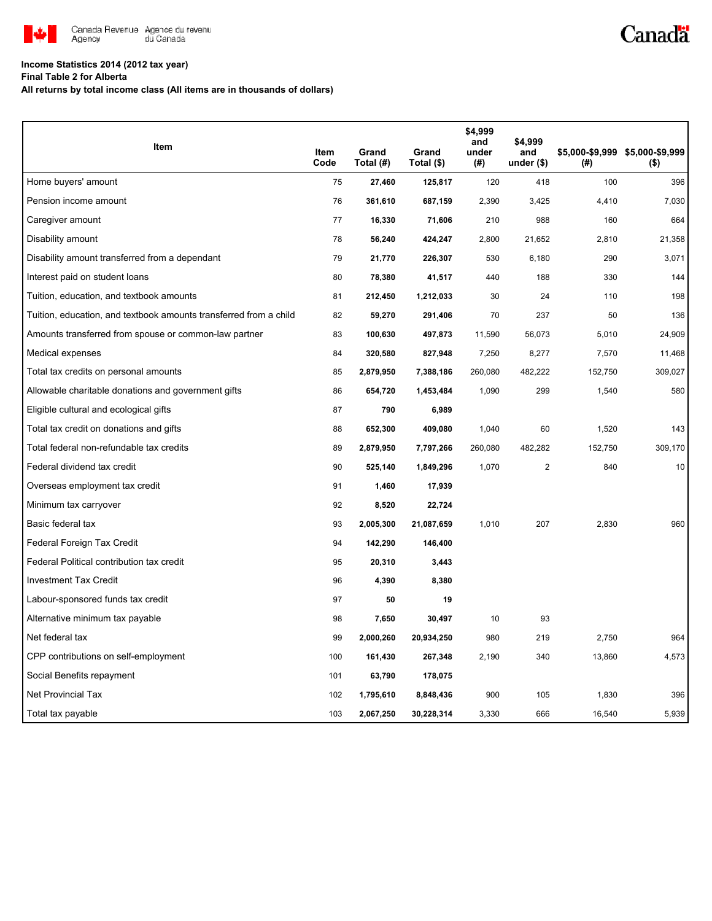**Income Statistics 2014 (2012 tax year)**

**Final Table 2 for Alberta**

**All returns by total income class (All items are in thousands of dollars)**

| Item | Item Code | Grand Total (#) | Grand Total ($) | $4,999 and under (#) | $4,999 and under ($) | $5,000-$9,999 (#) | $5,000-$9,999 ($) |
|---|---|---|---|---|---|---|---|
| Home buyers' amount | 75 | **27,460** | **125,817** | 120 | 418 | 100 | 396 |
| Pension income amount | 76 | **361,610** | **687,159** | 2,390 | 3,425 | 4,410 | 7,030 |
| Caregiver amount | 77 | **16,330** | **71,606** | 210 | 988 | 160 | 664 |
| Disability amount | 78 | **56,240** | **424,247** | 2,800 | 21,652 | 2,810 | 21,358 |
| Disability amount transferred from a dependant | 79 | **21,770** | **226,307** | 530 | 6,180 | 290 | 3,071 |
| Interest paid on student loans | 80 | **78,380** | **41,517** | 440 | 188 | 330 | 144 |
| Tuition, education, and textbook amounts | 81 | **212,450** | **1,212,033** | 30 | 24 | 110 | 198 |
| Tuition, education, and textbook amounts transferred from a child | 82 | **59,270** | **291,406** | 70 | 237 | 50 | 136 |
| Amounts transferred from spouse or common-law partner | 83 | **100,630** | **497,873** | 11,590 | 56,073 | 5,010 | 24,909 |
| Medical expenses | 84 | **320,580** | **827,948** | 7,250 | 8,277 | 7,570 | 11,468 |
| Total tax credits on personal amounts | 85 | **2,879,950** | **7,388,186** | 260,080 | 482,222 | 152,750 | 309,027 |
| Allowable charitable donations and government gifts | 86 | **654,720** | **1,453,484** | 1,090 | 299 | 1,540 | 580 |
| Eligible cultural and ecological gifts | 87 | **790** | **6,989** | | | | |
| Total tax credit on donations and gifts | 88 | **652,300** | **409,080** | 1,040 | 60 | 1,520 | 143 |
| Total federal non-refundable tax credits | 89 | **2,879,950** | **7,797,266** | 260,080 | 482,282 | 152,750 | 309,170 |
| Federal dividend tax credit | 90 | **525,140** | **1,849,296** | 1,070 | 2 | 840 | 10 |
| Overseas employment tax credit | 91 | **1,460** | **17,939** | | | | |
| Minimum tax carryover | 92 | **8,520** | **22,724** | | | | |
| Basic federal tax | 93 | **2,005,300** | **21,087,659** | 1,010 | 207 | 2,830 | 960 |
| Federal Foreign Tax Credit | 94 | **142,290** | **146,400** | | | | |
| Federal Political contribution tax credit | 95 | **20,310** | **3,443** | | | | |
| Investment Tax Credit | 96 | **4,390** | **8,380** | | | | |
| Labour-sponsored funds tax credit | 97 | **50** | **19** | | | | |
| Alternative minimum tax payable | 98 | **7,650** | **30,497** | 10 | 93 | | |
| Net federal tax | 99 | **2,000,260** | **20,934,250** | 980 | 219 | 2,750 | 964 |
| CPP contributions on self-employment | 100 | **161,430** | **267,348** | 2,190 | 340 | 13,860 | 4,573 |
| Social Benefits repayment | 101 | **63,790** | **178,075** | | | | |
| Net Provincial Tax | 102 | **1,795,610** | **8,848,436** | 900 | 105 | 1,830 | 396 |
| Total tax payable | 103 | **2,067,250** | **30,228,314** | 3,330 | 666 | 16,540 | 5,939 |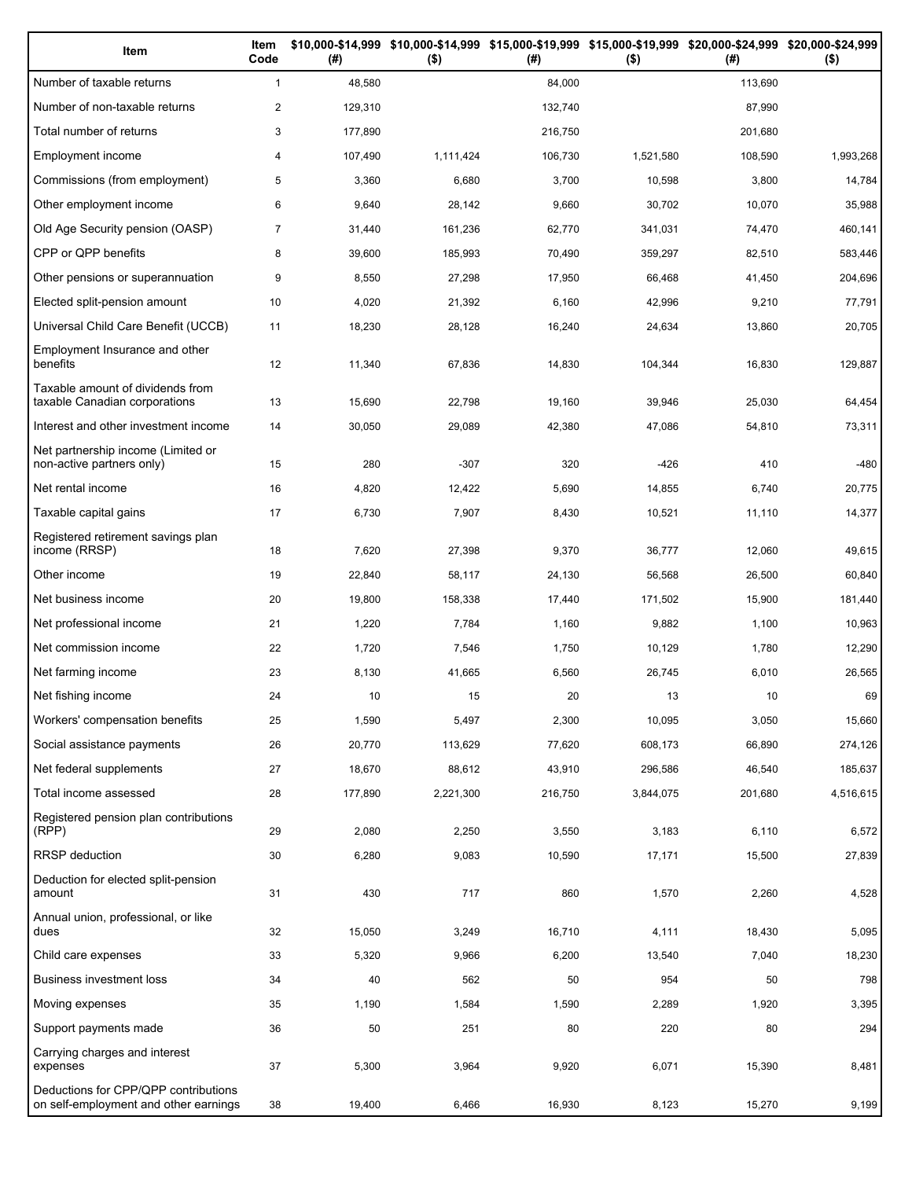| Item | Item Code | $10,000-$14,999 (#) | $10,000-$14,999 ($) | $15,000-$19,999 (#) | $15,000-$19,999 ($) | $20,000-$24,999 (#) | $20,000-$24,999 ($) |
|---|---|---|---|---|---|---|---|
| Number of taxable returns | 1 | 48,580 | | 84,000 | | 113,690 | |
| Number of non-taxable returns | 2 | 129,310 | | 132,740 | | 87,990 | |
| Total number of returns | 3 | 177,890 | | 216,750 | | 201,680 | |
| Employment income | 4 | 107,490 | 1,111,424 | 106,730 | 1,521,580 | 108,590 | 1,993,268 |
| Commissions (from employment) | 5 | 3,360 | 6,680 | 3,700 | 10,598 | 3,800 | 14,784 |
| Other employment income | 6 | 9,640 | 28,142 | 9,660 | 30,702 | 10,070 | 35,988 |
| Old Age Security pension (OASP) | 7 | 31,440 | 161,236 | 62,770 | 341,031 | 74,470 | 460,141 |
| CPP or QPP benefits | 8 | 39,600 | 185,993 | 70,490 | 359,297 | 82,510 | 583,446 |
| Other pensions or superannuation | 9 | 8,550 | 27,298 | 17,950 | 66,468 | 41,450 | 204,696 |
| Elected split-pension amount | 10 | 4,020 | 21,392 | 6,160 | 42,996 | 9,210 | 77,791 |
| Universal Child Care Benefit (UCCB) | 11 | 18,230 | 28,128 | 16,240 | 24,634 | 13,860 | 20,705 |
| Employment Insurance and other benefits | 12 | 11,340 | 67,836 | 14,830 | 104,344 | 16,830 | 129,887 |
| Taxable amount of dividends from taxable Canadian corporations | 13 | 15,690 | 22,798 | 19,160 | 39,946 | 25,030 | 64,454 |
| Interest and other investment income | 14 | 30,050 | 29,089 | 42,380 | 47,086 | 54,810 | 73,311 |
| Net partnership income (Limited or non-active partners only) | 15 | 280 | -307 | 320 | -426 | 410 | -480 |
| Net rental income | 16 | 4,820 | 12,422 | 5,690 | 14,855 | 6,740 | 20,775 |
| Taxable capital gains | 17 | 6,730 | 7,907 | 8,430 | 10,521 | 11,110 | 14,377 |
| Registered retirement savings plan income (RRSP) | 18 | 7,620 | 27,398 | 9,370 | 36,777 | 12,060 | 49,615 |
| Other income | 19 | 22,840 | 58,117 | 24,130 | 56,568 | 26,500 | 60,840 |
| Net business income | 20 | 19,800 | 158,338 | 17,440 | 171,502 | 15,900 | 181,440 |
| Net professional income | 21 | 1,220 | 7,784 | 1,160 | 9,882 | 1,100 | 10,963 |
| Net commission income | 22 | 1,720 | 7,546 | 1,750 | 10,129 | 1,780 | 12,290 |
| Net farming income | 23 | 8,130 | 41,665 | 6,560 | 26,745 | 6,010 | 26,565 |
| Net fishing income | 24 | 10 | 15 | 20 | 13 | 10 | 69 |
| Workers' compensation benefits | 25 | 1,590 | 5,497 | 2,300 | 10,095 | 3,050 | 15,660 |
| Social assistance payments | 26 | 20,770 | 113,629 | 77,620 | 608,173 | 66,890 | 274,126 |
| Net federal supplements | 27 | 18,670 | 88,612 | 43,910 | 296,586 | 46,540 | 185,637 |
| Total income assessed | 28 | 177,890 | 2,221,300 | 216,750 | 3,844,075 | 201,680 | 4,516,615 |
| Registered pension plan contributions (RPP) | 29 | 2,080 | 2,250 | 3,550 | 3,183 | 6,110 | 6,572 |
| RRSP deduction | 30 | 6,280 | 9,083 | 10,590 | 17,171 | 15,500 | 27,839 |
| Deduction for elected split-pension amount | 31 | 430 | 717 | 860 | 1,570 | 2,260 | 4,528 |
| Annual union, professional, or like dues | 32 | 15,050 | 3,249 | 16,710 | 4,111 | 18,430 | 5,095 |
| Child care expenses | 33 | 5,320 | 9,966 | 6,200 | 13,540 | 7,040 | 18,230 |
| Business investment loss | 34 | 40 | 562 | 50 | 954 | 50 | 798 |
| Moving expenses | 35 | 1,190 | 1,584 | 1,590 | 2,289 | 1,920 | 3,395 |
| Support payments made | 36 | 50 | 251 | 80 | 220 | 80 | 294 |
| Carrying charges and interest expenses | 37 | 5,300 | 3,964 | 9,920 | 6,071 | 15,390 | 8,481 |
| Deductions for CPP/QPP contributions on self-employment and other earnings | 38 | 19,400 | 6,466 | 16,930 | 8,123 | 15,270 | 9,199 |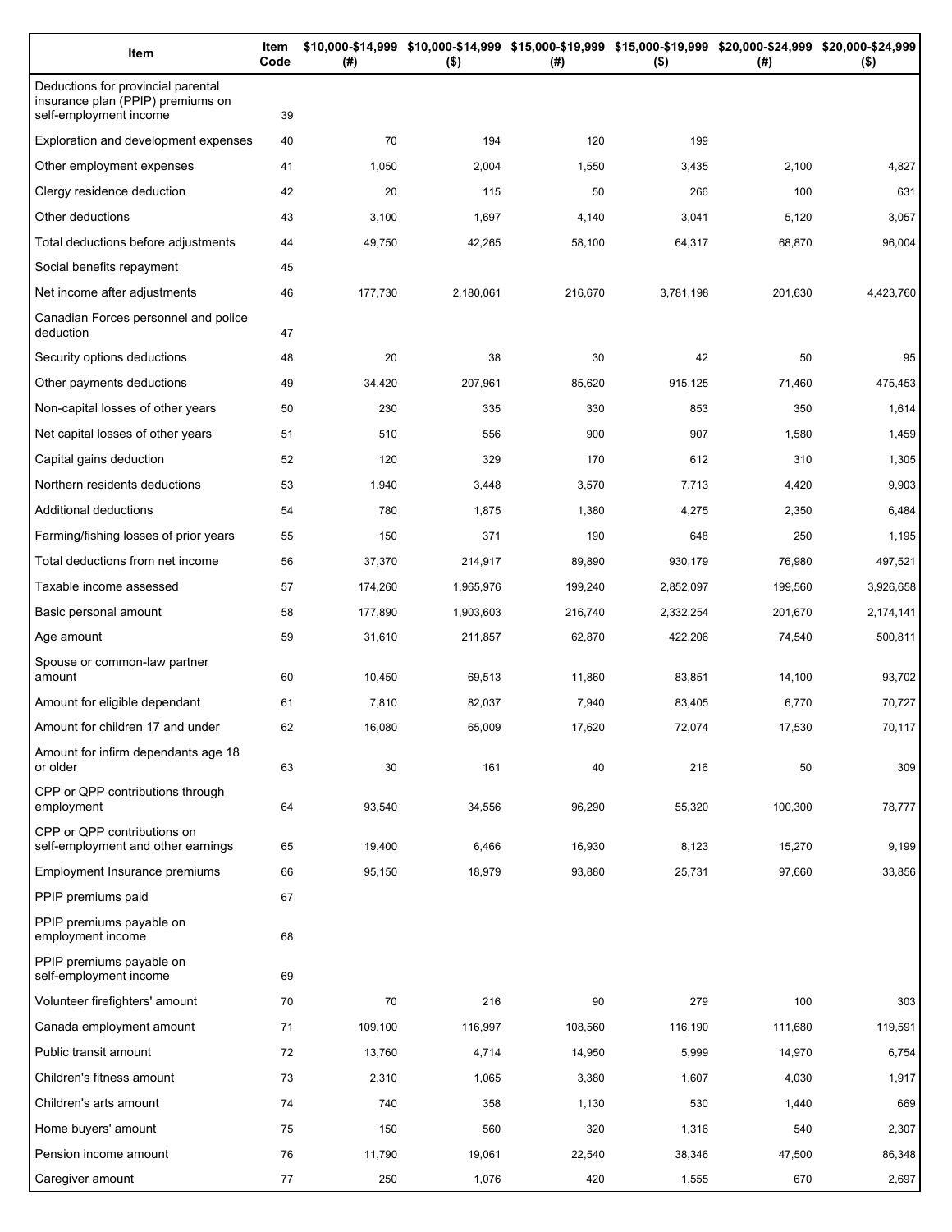| Item | Item Code | $10,000-$14,999 (#) | $10,000-$14,999 ($) | $15,000-$19,999 (#) | $15,000-$19,999 ($) | $20,000-$24,999 (#) | $20,000-$24,999 ($) |
|---|---|---|---|---|---|---|---|
| Deductions for provincial parental insurance plan (PPIP) premiums on self-employment income | 39 | | | | | | |
| Exploration and development expenses | 40 | 70 | 194 | 120 | 199 | | |
| Other employment expenses | 41 | 1,050 | 2,004 | 1,550 | 3,435 | 2,100 | 4,827 |
| Clergy residence deduction | 42 | 20 | 115 | 50 | 266 | 100 | 631 |
| Other deductions | 43 | 3,100 | 1,697 | 4,140 | 3,041 | 5,120 | 3,057 |
| Total deductions before adjustments | 44 | 49,750 | 42,265 | 58,100 | 64,317 | 68,870 | 96,004 |
| Social benefits repayment | 45 | | | | | | |
| Net income after adjustments | 46 | 177,730 | 2,180,061 | 216,670 | 3,781,198 | 201,630 | 4,423,760 |
| Canadian Forces personnel and police deduction | 47 | | | | | | |
| Security options deductions | 48 | 20 | 38 | 30 | 42 | 50 | 95 |
| Other payments deductions | 49 | 34,420 | 207,961 | 85,620 | 915,125 | 71,460 | 475,453 |
| Non-capital losses of other years | 50 | 230 | 335 | 330 | 853 | 350 | 1,614 |
| Net capital losses of other years | 51 | 510 | 556 | 900 | 907 | 1,580 | 1,459 |
| Capital gains deduction | 52 | 120 | 329 | 170 | 612 | 310 | 1,305 |
| Northern residents deductions | 53 | 1,940 | 3,448 | 3,570 | 7,713 | 4,420 | 9,903 |
| Additional deductions | 54 | 780 | 1,875 | 1,380 | 4,275 | 2,350 | 6,484 |
| Farming/fishing losses of prior years | 55 | 150 | 371 | 190 | 648 | 250 | 1,195 |
| Total deductions from net income | 56 | 37,370 | 214,917 | 89,890 | 930,179 | 76,980 | 497,521 |
| Taxable income assessed | 57 | 174,260 | 1,965,976 | 199,240 | 2,852,097 | 199,560 | 3,926,658 |
| Basic personal amount | 58 | 177,890 | 1,903,603 | 216,740 | 2,332,254 | 201,670 | 2,174,141 |
| Age amount | 59 | 31,610 | 211,857 | 62,870 | 422,206 | 74,540 | 500,811 |
| Spouse or common-law partner amount | 60 | 10,450 | 69,513 | 11,860 | 83,851 | 14,100 | 93,702 |
| Amount for eligible dependant | 61 | 7,810 | 82,037 | 7,940 | 83,405 | 6,770 | 70,727 |
| Amount for children 17 and under | 62 | 16,080 | 65,009 | 17,620 | 72,074 | 17,530 | 70,117 |
| Amount for infirm dependants age 18 or older | 63 | 30 | 161 | 40 | 216 | 50 | 309 |
| CPP or QPP contributions through employment | 64 | 93,540 | 34,556 | 96,290 | 55,320 | 100,300 | 78,777 |
| CPP or QPP contributions on self-employment and other earnings | 65 | 19,400 | 6,466 | 16,930 | 8,123 | 15,270 | 9,199 |
| Employment Insurance premiums | 66 | 95,150 | 18,979 | 93,880 | 25,731 | 97,660 | 33,856 |
| PPIP premiums paid | 67 | | | | | | |
| PPIP premiums payable on employment income | 68 | | | | | | |
| PPIP premiums payable on self-employment income | 69 | | | | | | |
| Volunteer firefighters' amount | 70 | 70 | 216 | 90 | 279 | 100 | 303 |
| Canada employment amount | 71 | 109,100 | 116,997 | 108,560 | 116,190 | 111,680 | 119,591 |
| Public transit amount | 72 | 13,760 | 4,714 | 14,950 | 5,999 | 14,970 | 6,754 |
| Children's fitness amount | 73 | 2,310 | 1,065 | 3,380 | 1,607 | 4,030 | 1,917 |
| Children's arts amount | 74 | 740 | 358 | 1,130 | 530 | 1,440 | 669 |
| Home buyers' amount | 75 | 150 | 560 | 320 | 1,316 | 540 | 2,307 |
| Pension income amount | 76 | 11,790 | 19,061 | 22,540 | 38,346 | 47,500 | 86,348 |
| Caregiver amount | 77 | 250 | 1,076 | 420 | 1,555 | 670 | 2,697 |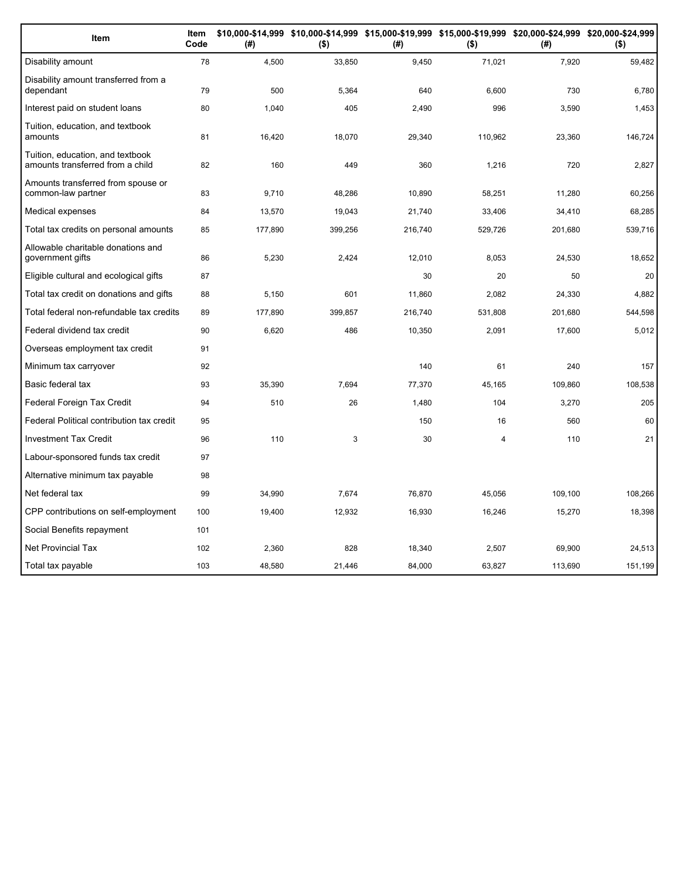| Item | Item Code | $10,000-$14,999 (#) | $10,000-$14,999 ($) | $15,000-$19,999 (#) | $15,000-$19,999 ($) | $20,000-$24,999 (#) | $20,000-$24,999 ($) |
|---|---|---|---|---|---|---|---|
| Disability amount | 78 | 4,500 | 33,850 | 9,450 | 71,021 | 7,920 | 59,482 |
| Disability amount transferred from a dependant | 79 | 500 | 5,364 | 640 | 6,600 | 730 | 6,780 |
| Interest paid on student loans | 80 | 1,040 | 405 | 2,490 | 996 | 3,590 | 1,453 |
| Tuition, education, and textbook amounts | 81 | 16,420 | 18,070 | 29,340 | 110,962 | 23,360 | 146,724 |
| Tuition, education, and textbook amounts transferred from a child | 82 | 160 | 449 | 360 | 1,216 | 720 | 2,827 |
| Amounts transferred from spouse or common-law partner | 83 | 9,710 | 48,286 | 10,890 | 58,251 | 11,280 | 60,256 |
| Medical expenses | 84 | 13,570 | 19,043 | 21,740 | 33,406 | 34,410 | 68,285 |
| Total tax credits on personal amounts | 85 | 177,890 | 399,256 | 216,740 | 529,726 | 201,680 | 539,716 |
| Allowable charitable donations and government gifts | 86 | 5,230 | 2,424 | 12,010 | 8,053 | 24,530 | 18,652 |
| Eligible cultural and ecological gifts | 87 | | | 30 | 20 | 50 | 20 |
| Total tax credit on donations and gifts | 88 | 5,150 | 601 | 11,860 | 2,082 | 24,330 | 4,882 |
| Total federal non-refundable tax credits | 89 | 177,890 | 399,857 | 216,740 | 531,808 | 201,680 | 544,598 |
| Federal dividend tax credit | 90 | 6,620 | 486 | 10,350 | 2,091 | 17,600 | 5,012 |
| Overseas employment tax credit | 91 | | | | | | |
| Minimum tax carryover | 92 | | | 140 | 61 | 240 | 157 |
| Basic federal tax | 93 | 35,390 | 7,694 | 77,370 | 45,165 | 109,860 | 108,538 |
| Federal Foreign Tax Credit | 94 | 510 | 26 | 1,480 | 104 | 3,270 | 205 |
| Federal Political contribution tax credit | 95 | | | 150 | 16 | 560 | 60 |
| Investment Tax Credit | 96 | 110 | 3 | 30 | 4 | 110 | 21 |
| Labour-sponsored funds tax credit | 97 | | | | | | |
| Alternative minimum tax payable | 98 | | | | | | |
| Net federal tax | 99 | 34,990 | 7,674 | 76,870 | 45,056 | 109,100 | 108,266 |
| CPP contributions on self-employment | 100 | 19,400 | 12,932 | 16,930 | 16,246 | 15,270 | 18,398 |
| Social Benefits repayment | 101 | | | | | | |
| Net Provincial Tax | 102 | 2,360 | 828 | 18,340 | 2,507 | 69,900 | 24,513 |
| Total tax payable | 103 | 48,580 | 21,446 | 84,000 | 63,827 | 113,690 | 151,199 |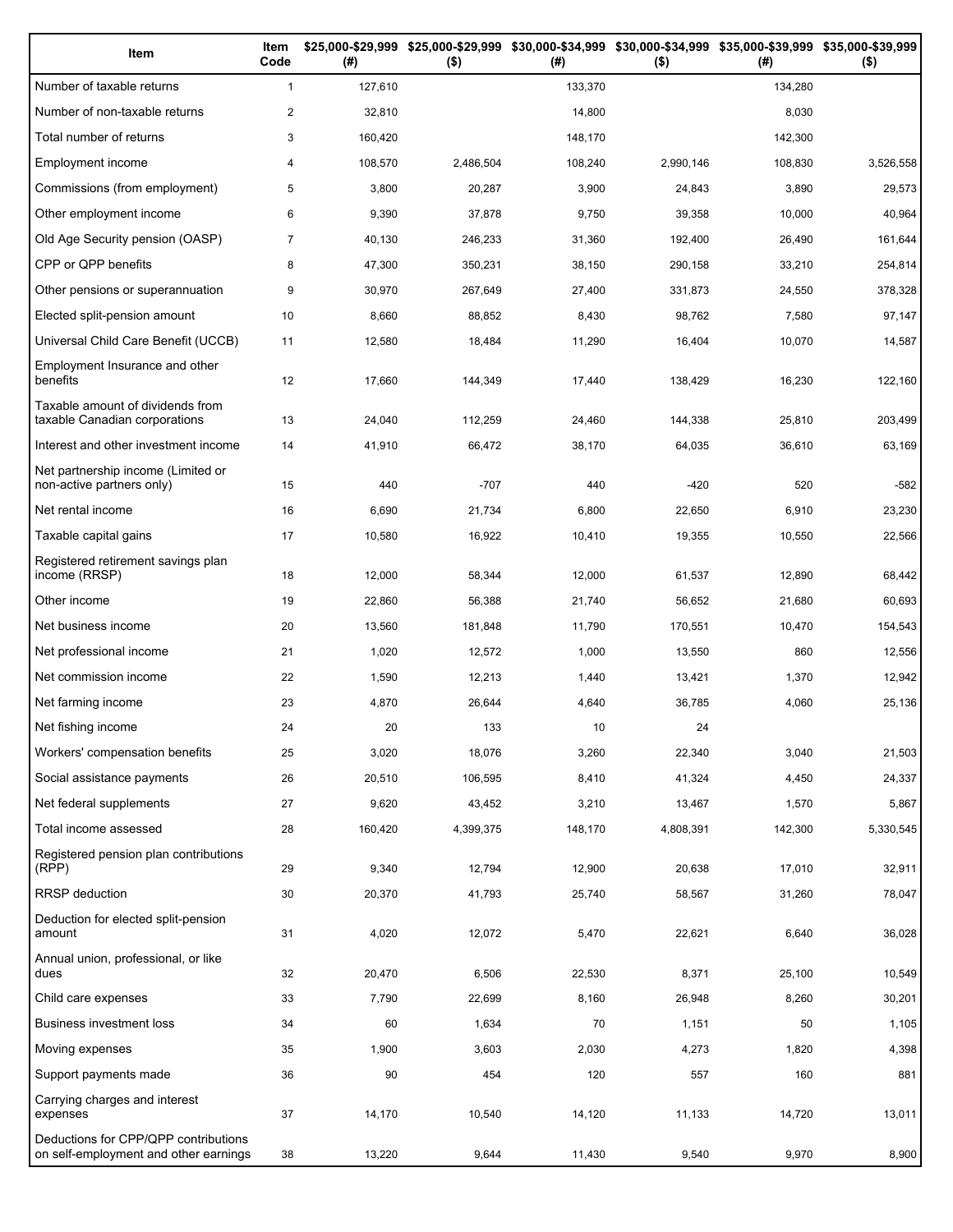| Item | Item Code | $25,000-$29,999 (#) | $25,000-$29,999 ($) | $30,000-$34,999 (#) | $30,000-$34,999 ($) | $35,000-$39,999 (#) | $35,000-$39,999 ($) |
|---|---|---|---|---|---|---|---|
| Number of taxable returns | 1 | 127,610 | | 133,370 | | 134,280 | |
| Number of non-taxable returns | 2 | 32,810 | | 14,800 | | 8,030 | |
| Total number of returns | 3 | 160,420 | | 148,170 | | 142,300 | |
| Employment income | 4 | 108,570 | 2,486,504 | 108,240 | 2,990,146 | 108,830 | 3,526,558 |
| Commissions (from employment) | 5 | 3,800 | 20,287 | 3,900 | 24,843 | 3,890 | 29,573 |
| Other employment income | 6 | 9,390 | 37,878 | 9,750 | 39,358 | 10,000 | 40,964 |
| Old Age Security pension (OASP) | 7 | 40,130 | 246,233 | 31,360 | 192,400 | 26,490 | 161,644 |
| CPP or QPP benefits | 8 | 47,300 | 350,231 | 38,150 | 290,158 | 33,210 | 254,814 |
| Other pensions or superannuation | 9 | 30,970 | 267,649 | 27,400 | 331,873 | 24,550 | 378,328 |
| Elected split-pension amount | 10 | 8,660 | 88,852 | 8,430 | 98,762 | 7,580 | 97,147 |
| Universal Child Care Benefit (UCCB) | 11 | 12,580 | 18,484 | 11,290 | 16,404 | 10,070 | 14,587 |
| Employment Insurance and other benefits | 12 | 17,660 | 144,349 | 17,440 | 138,429 | 16,230 | 122,160 |
| Taxable amount of dividends from taxable Canadian corporations | 13 | 24,040 | 112,259 | 24,460 | 144,338 | 25,810 | 203,499 |
| Interest and other investment income | 14 | 41,910 | 66,472 | 38,170 | 64,035 | 36,610 | 63,169 |
| Net partnership income (Limited or non-active partners only) | 15 | 440 | -707 | 440 | -420 | 520 | -582 |
| Net rental income | 16 | 6,690 | 21,734 | 6,800 | 22,650 | 6,910 | 23,230 |
| Taxable capital gains | 17 | 10,580 | 16,922 | 10,410 | 19,355 | 10,550 | 22,566 |
| Registered retirement savings plan income (RRSP) | 18 | 12,000 | 58,344 | 12,000 | 61,537 | 12,890 | 68,442 |
| Other income | 19 | 22,860 | 56,388 | 21,740 | 56,652 | 21,680 | 60,693 |
| Net business income | 20 | 13,560 | 181,848 | 11,790 | 170,551 | 10,470 | 154,543 |
| Net professional income | 21 | 1,020 | 12,572 | 1,000 | 13,550 | 860 | 12,556 |
| Net commission income | 22 | 1,590 | 12,213 | 1,440 | 13,421 | 1,370 | 12,942 |
| Net farming income | 23 | 4,870 | 26,644 | 4,640 | 36,785 | 4,060 | 25,136 |
| Net fishing income | 24 | 20 | 133 | 10 | 24 | | |
| Workers' compensation benefits | 25 | 3,020 | 18,076 | 3,260 | 22,340 | 3,040 | 21,503 |
| Social assistance payments | 26 | 20,510 | 106,595 | 8,410 | 41,324 | 4,450 | 24,337 |
| Net federal supplements | 27 | 9,620 | 43,452 | 3,210 | 13,467 | 1,570 | 5,867 |
| Total income assessed | 28 | 160,420 | 4,399,375 | 148,170 | 4,808,391 | 142,300 | 5,330,545 |
| Registered pension plan contributions (RPP) | 29 | 9,340 | 12,794 | 12,900 | 20,638 | 17,010 | 32,911 |
| RRSP deduction | 30 | 20,370 | 41,793 | 25,740 | 58,567 | 31,260 | 78,047 |
| Deduction for elected split-pension amount | 31 | 4,020 | 12,072 | 5,470 | 22,621 | 6,640 | 36,028 |
| Annual union, professional, or like dues | 32 | 20,470 | 6,506 | 22,530 | 8,371 | 25,100 | 10,549 |
| Child care expenses | 33 | 7,790 | 22,699 | 8,160 | 26,948 | 8,260 | 30,201 |
| Business investment loss | 34 | 60 | 1,634 | 70 | 1,151 | 50 | 1,105 |
| Moving expenses | 35 | 1,900 | 3,603 | 2,030 | 4,273 | 1,820 | 4,398 |
| Support payments made | 36 | 90 | 454 | 120 | 557 | 160 | 881 |
| Carrying charges and interest expenses | 37 | 14,170 | 10,540 | 14,120 | 11,133 | 14,720 | 13,011 |
| Deductions for CPP/QPP contributions on self-employment and other earnings | 38 | 13,220 | 9,644 | 11,430 | 9,540 | 9,970 | 8,900 |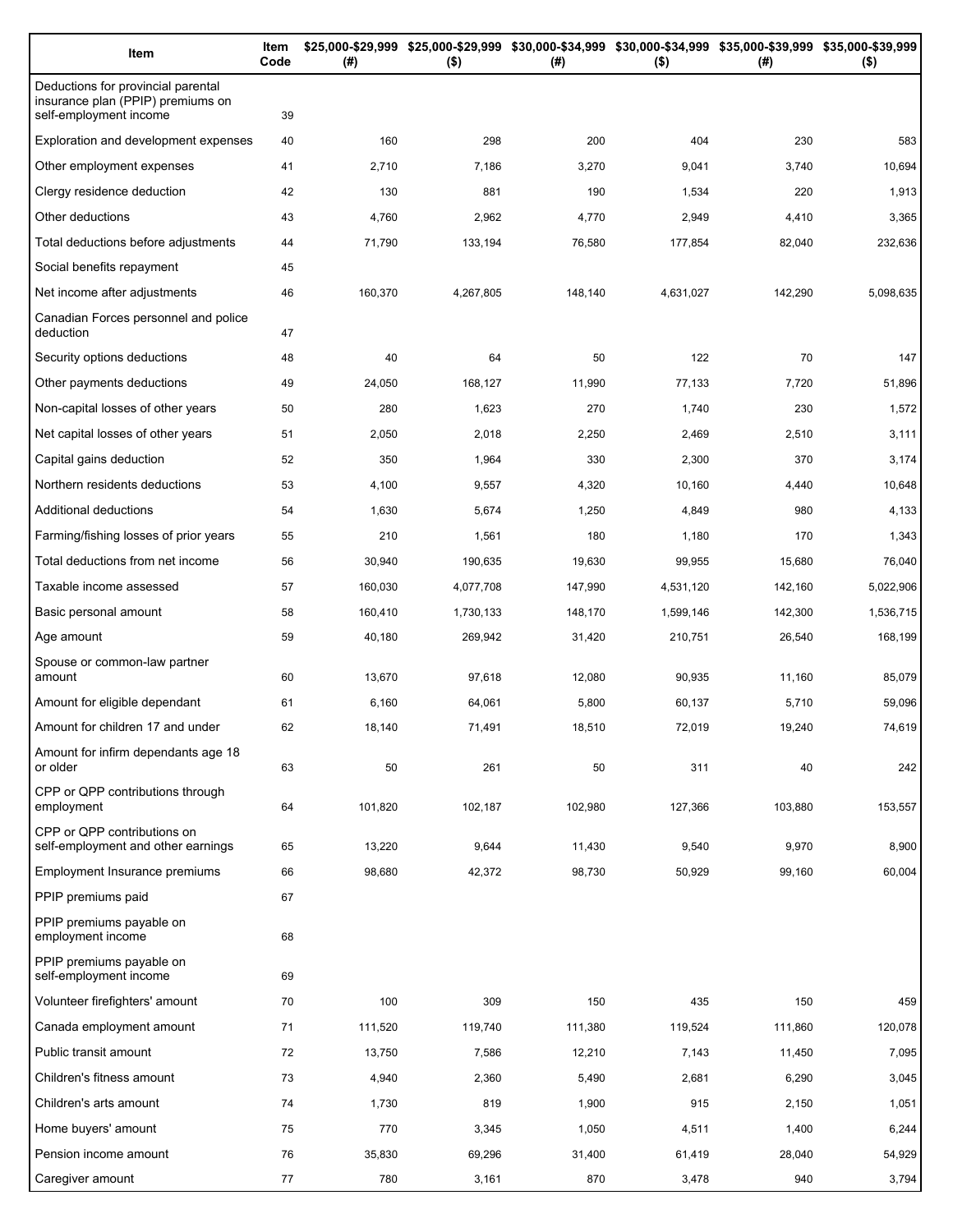| Item | Item Code | $25,000-$29,999 (#) | $25,000-$29,999 ($) | $30,000-$34,999 (#) | $30,000-$34,999 ($) | $35,000-$39,999 (#) | $35,000-$39,999 ($) |
|---|---|---|---|---|---|---|---|
| Deductions for provincial parental insurance plan (PPIP) premiums on self-employment income | 39 | | | | | | |
| Exploration and development expenses | 40 | 160 | 298 | 200 | 404 | 230 | 583 |
| Other employment expenses | 41 | 2,710 | 7,186 | 3,270 | 9,041 | 3,740 | 10,694 |
| Clergy residence deduction | 42 | 130 | 881 | 190 | 1,534 | 220 | 1,913 |
| Other deductions | 43 | 4,760 | 2,962 | 4,770 | 2,949 | 4,410 | 3,365 |
| Total deductions before adjustments | 44 | 71,790 | 133,194 | 76,580 | 177,854 | 82,040 | 232,636 |
| Social benefits repayment | 45 | | | | | | |
| Net income after adjustments | 46 | 160,370 | 4,267,805 | 148,140 | 4,631,027 | 142,290 | 5,098,635 |
| Canadian Forces personnel and police deduction | 47 | | | | | | |
| Security options deductions | 48 | 40 | 64 | 50 | 122 | 70 | 147 |
| Other payments deductions | 49 | 24,050 | 168,127 | 11,990 | 77,133 | 7,720 | 51,896 |
| Non-capital losses of other years | 50 | 280 | 1,623 | 270 | 1,740 | 230 | 1,572 |
| Net capital losses of other years | 51 | 2,050 | 2,018 | 2,250 | 2,469 | 2,510 | 3,111 |
| Capital gains deduction | 52 | 350 | 1,964 | 330 | 2,300 | 370 | 3,174 |
| Northern residents deductions | 53 | 4,100 | 9,557 | 4,320 | 10,160 | 4,440 | 10,648 |
| Additional deductions | 54 | 1,630 | 5,674 | 1,250 | 4,849 | 980 | 4,133 |
| Farming/fishing losses of prior years | 55 | 210 | 1,561 | 180 | 1,180 | 170 | 1,343 |
| Total deductions from net income | 56 | 30,940 | 190,635 | 19,630 | 99,955 | 15,680 | 76,040 |
| Taxable income assessed | 57 | 160,030 | 4,077,708 | 147,990 | 4,531,120 | 142,160 | 5,022,906 |
| Basic personal amount | 58 | 160,410 | 1,730,133 | 148,170 | 1,599,146 | 142,300 | 1,536,715 |
| Age amount | 59 | 40,180 | 269,942 | 31,420 | 210,751 | 26,540 | 168,199 |
| Spouse or common-law partner amount | 60 | 13,670 | 97,618 | 12,080 | 90,935 | 11,160 | 85,079 |
| Amount for eligible dependant | 61 | 6,160 | 64,061 | 5,800 | 60,137 | 5,710 | 59,096 |
| Amount for children 17 and under | 62 | 18,140 | 71,491 | 18,510 | 72,019 | 19,240 | 74,619 |
| Amount for infirm dependants age 18 or older | 63 | 50 | 261 | 50 | 311 | 40 | 242 |
| CPP or QPP contributions through employment | 64 | 101,820 | 102,187 | 102,980 | 127,366 | 103,880 | 153,557 |
| CPP or QPP contributions on self-employment and other earnings | 65 | 13,220 | 9,644 | 11,430 | 9,540 | 9,970 | 8,900 |
| Employment Insurance premiums | 66 | 98,680 | 42,372 | 98,730 | 50,929 | 99,160 | 60,004 |
| PPIP premiums paid | 67 | | | | | | |
| PPIP premiums payable on employment income | 68 | | | | | | |
| PPIP premiums payable on self-employment income | 69 | | | | | | |
| Volunteer firefighters' amount | 70 | 100 | 309 | 150 | 435 | 150 | 459 |
| Canada employment amount | 71 | 111,520 | 119,740 | 111,380 | 119,524 | 111,860 | 120,078 |
| Public transit amount | 72 | 13,750 | 7,586 | 12,210 | 7,143 | 11,450 | 7,095 |
| Children's fitness amount | 73 | 4,940 | 2,360 | 5,490 | 2,681 | 6,290 | 3,045 |
| Children's arts amount | 74 | 1,730 | 819 | 1,900 | 915 | 2,150 | 1,051 |
| Home buyers' amount | 75 | 770 | 3,345 | 1,050 | 4,511 | 1,400 | 6,244 |
| Pension income amount | 76 | 35,830 | 69,296 | 31,400 | 61,419 | 28,040 | 54,929 |
| Caregiver amount | 77 | 780 | 3,161 | 870 | 3,478 | 940 | 3,794 |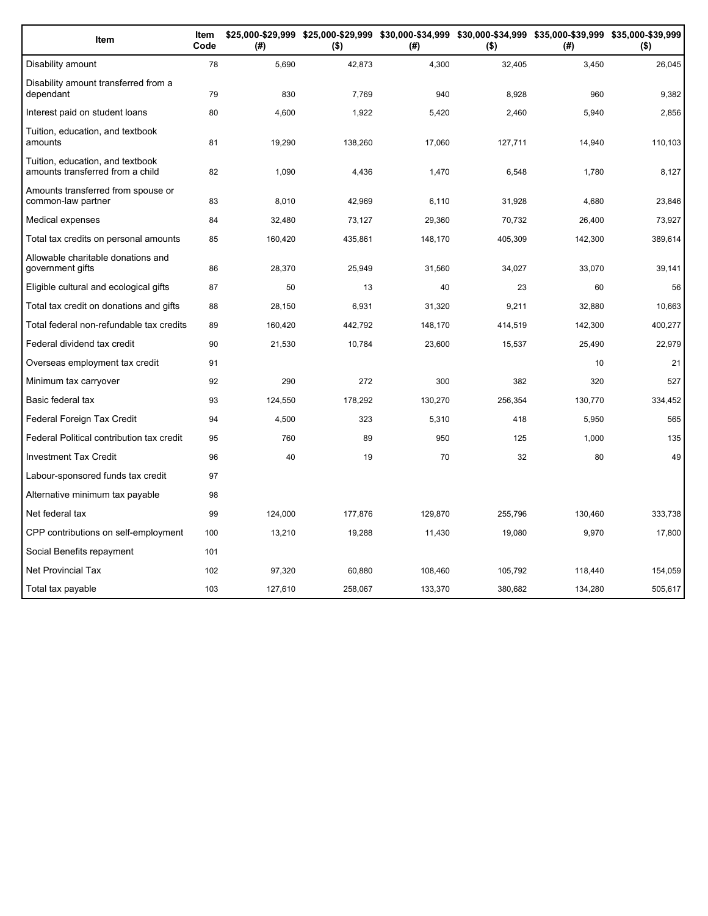| Item | Item Code | $25,000-$29,999 (#) | $25,000-$29,999 ($) | $30,000-$34,999 (#) | $30,000-$34,999 ($) | $35,000-$39,999 (#) | $35,000-$39,999 ($) |
|---|---|---|---|---|---|---|---|
| Disability amount | 78 | 5,690 | 42,873 | 4,300 | 32,405 | 3,450 | 26,045 |
| Disability amount transferred from a dependant | 79 | 830 | 7,769 | 940 | 8,928 | 960 | 9,382 |
| Interest paid on student loans | 80 | 4,600 | 1,922 | 5,420 | 2,460 | 5,940 | 2,856 |
| Tuition, education, and textbook amounts | 81 | 19,290 | 138,260 | 17,060 | 127,711 | 14,940 | 110,103 |
| Tuition, education, and textbook amounts transferred from a child | 82 | 1,090 | 4,436 | 1,470 | 6,548 | 1,780 | 8,127 |
| Amounts transferred from spouse or common-law partner | 83 | 8,010 | 42,969 | 6,110 | 31,928 | 4,680 | 23,846 |
| Medical expenses | 84 | 32,480 | 73,127 | 29,360 | 70,732 | 26,400 | 73,927 |
| Total tax credits on personal amounts | 85 | 160,420 | 435,861 | 148,170 | 405,309 | 142,300 | 389,614 |
| Allowable charitable donations and government gifts | 86 | 28,370 | 25,949 | 31,560 | 34,027 | 33,070 | 39,141 |
| Eligible cultural and ecological gifts | 87 | 50 | 13 | 40 | 23 | 60 | 56 |
| Total tax credit on donations and gifts | 88 | 28,150 | 6,931 | 31,320 | 9,211 | 32,880 | 10,663 |
| Total federal non-refundable tax credits | 89 | 160,420 | 442,792 | 148,170 | 414,519 | 142,300 | 400,277 |
| Federal dividend tax credit | 90 | 21,530 | 10,784 | 23,600 | 15,537 | 25,490 | 22,979 |
| Overseas employment tax credit | 91 | | | | | 10 | 21 |
| Minimum tax carryover | 92 | 290 | 272 | 300 | 382 | 320 | 527 |
| Basic federal tax | 93 | 124,550 | 178,292 | 130,270 | 256,354 | 130,770 | 334,452 |
| Federal Foreign Tax Credit | 94 | 4,500 | 323 | 5,310 | 418 | 5,950 | 565 |
| Federal Political contribution tax credit | 95 | 760 | 89 | 950 | 125 | 1,000 | 135 |
| Investment Tax Credit | 96 | 40 | 19 | 70 | 32 | 80 | 49 |
| Labour-sponsored funds tax credit | 97 | | | | | | |
| Alternative minimum tax payable | 98 | | | | | | |
| Net federal tax | 99 | 124,000 | 177,876 | 129,870 | 255,796 | 130,460 | 333,738 |
| CPP contributions on self-employment | 100 | 13,210 | 19,288 | 11,430 | 19,080 | 9,970 | 17,800 |
| Social Benefits repayment | 101 | | | | | | |
| Net Provincial Tax | 102 | 97,320 | 60,880 | 108,460 | 105,792 | 118,440 | 154,059 |
| Total tax payable | 103 | 127,610 | 258,067 | 133,370 | 380,682 | 134,280 | 505,617 |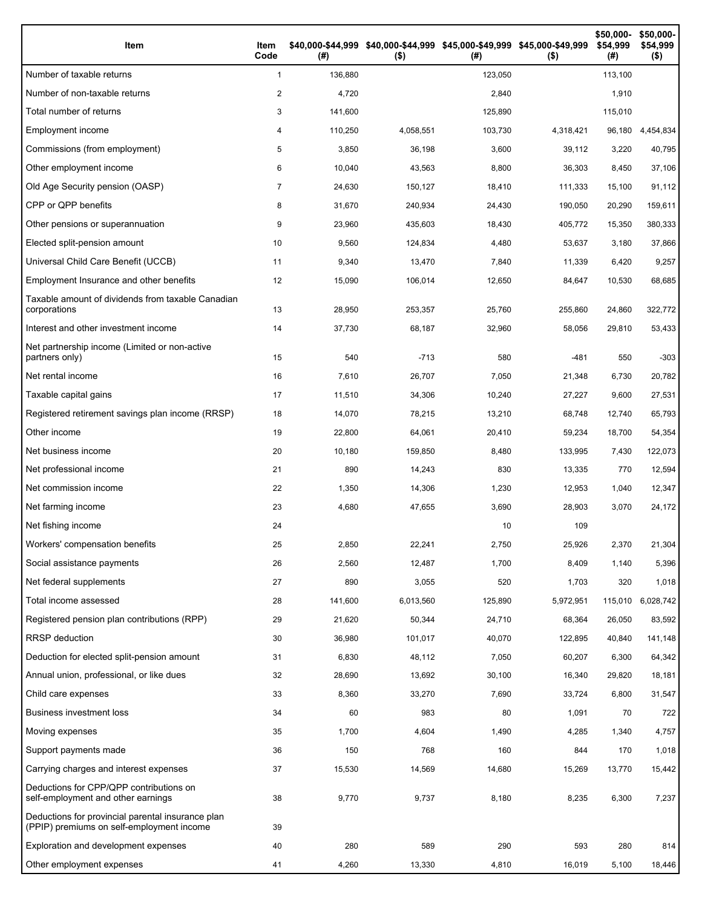| Item | Item Code | $40,000-$44,999 (#) | $40,000-$44,999 ($) | $45,000-$49,999 (#) | $45,000-$49,999 ($) | $50,000-$54,999 (#) | $50,000-$54,999 ($) |
|---|---|---|---|---|---|---|---|
| Number of taxable returns | 1 | 136,880 | | 123,050 | | 113,100 | |
| Number of non-taxable returns | 2 | 4,720 | | 2,840 | | 1,910 | |
| Total number of returns | 3 | 141,600 | | 125,890 | | 115,010 | |
| Employment income | 4 | 110,250 | 4,058,551 | 103,730 | 4,318,421 | 96,180 | 4,454,834 |
| Commissions (from employment) | 5 | 3,850 | 36,198 | 3,600 | 39,112 | 3,220 | 40,795 |
| Other employment income | 6 | 10,040 | 43,563 | 8,800 | 36,303 | 8,450 | 37,106 |
| Old Age Security pension (OASP) | 7 | 24,630 | 150,127 | 18,410 | 111,333 | 15,100 | 91,112 |
| CPP or QPP benefits | 8 | 31,670 | 240,934 | 24,430 | 190,050 | 20,290 | 159,611 |
| Other pensions or superannuation | 9 | 23,960 | 435,603 | 18,430 | 405,772 | 15,350 | 380,333 |
| Elected split-pension amount | 10 | 9,560 | 124,834 | 4,480 | 53,637 | 3,180 | 37,866 |
| Universal Child Care Benefit (UCCB) | 11 | 9,340 | 13,470 | 7,840 | 11,339 | 6,420 | 9,257 |
| Employment Insurance and other benefits | 12 | 15,090 | 106,014 | 12,650 | 84,647 | 10,530 | 68,685 |
| Taxable amount of dividends from taxable Canadian corporations | 13 | 28,950 | 253,357 | 25,760 | 255,860 | 24,860 | 322,772 |
| Interest and other investment income | 14 | 37,730 | 68,187 | 32,960 | 58,056 | 29,810 | 53,433 |
| Net partnership income (Limited or non-active partners only) | 15 | 540 | -713 | 580 | -481 | 550 | -303 |
| Net rental income | 16 | 7,610 | 26,707 | 7,050 | 21,348 | 6,730 | 20,782 |
| Taxable capital gains | 17 | 11,510 | 34,306 | 10,240 | 27,227 | 9,600 | 27,531 |
| Registered retirement savings plan income (RRSP) | 18 | 14,070 | 78,215 | 13,210 | 68,748 | 12,740 | 65,793 |
| Other income | 19 | 22,800 | 64,061 | 20,410 | 59,234 | 18,700 | 54,354 |
| Net business income | 20 | 10,180 | 159,850 | 8,480 | 133,995 | 7,430 | 122,073 |
| Net professional income | 21 | 890 | 14,243 | 830 | 13,335 | 770 | 12,594 |
| Net commission income | 22 | 1,350 | 14,306 | 1,230 | 12,953 | 1,040 | 12,347 |
| Net farming income | 23 | 4,680 | 47,655 | 3,690 | 28,903 | 3,070 | 24,172 |
| Net fishing income | 24 | | | 10 | 109 | | |
| Workers' compensation benefits | 25 | 2,850 | 22,241 | 2,750 | 25,926 | 2,370 | 21,304 |
| Social assistance payments | 26 | 2,560 | 12,487 | 1,700 | 8,409 | 1,140 | 5,396 |
| Net federal supplements | 27 | 890 | 3,055 | 520 | 1,703 | 320 | 1,018 |
| Total income assessed | 28 | 141,600 | 6,013,560 | 125,890 | 5,972,951 | 115,010 | 6,028,742 |
| Registered pension plan contributions (RPP) | 29 | 21,620 | 50,344 | 24,710 | 68,364 | 26,050 | 83,592 |
| RRSP deduction | 30 | 36,980 | 101,017 | 40,070 | 122,895 | 40,840 | 141,148 |
| Deduction for elected split-pension amount | 31 | 6,830 | 48,112 | 7,050 | 60,207 | 6,300 | 64,342 |
| Annual union, professional, or like dues | 32 | 28,690 | 13,692 | 30,100 | 16,340 | 29,820 | 18,181 |
| Child care expenses | 33 | 8,360 | 33,270 | 7,690 | 33,724 | 6,800 | 31,547 |
| Business investment loss | 34 | 60 | 983 | 80 | 1,091 | 70 | 722 |
| Moving expenses | 35 | 1,700 | 4,604 | 1,490 | 4,285 | 1,340 | 4,757 |
| Support payments made | 36 | 150 | 768 | 160 | 844 | 170 | 1,018 |
| Carrying charges and interest expenses | 37 | 15,530 | 14,569 | 14,680 | 15,269 | 13,770 | 15,442 |
| Deductions for CPP/QPP contributions on self-employment and other earnings | 38 | 9,770 | 9,737 | 8,180 | 8,235 | 6,300 | 7,237 |
| Deductions for provincial parental insurance plan (PPIP) premiums on self-employment income | 39 | | | | | | |
| Exploration and development expenses | 40 | 280 | 589 | 290 | 593 | 280 | 814 |
| Other employment expenses | 41 | 4,260 | 13,330 | 4,810 | 16,019 | 5,100 | 18,446 |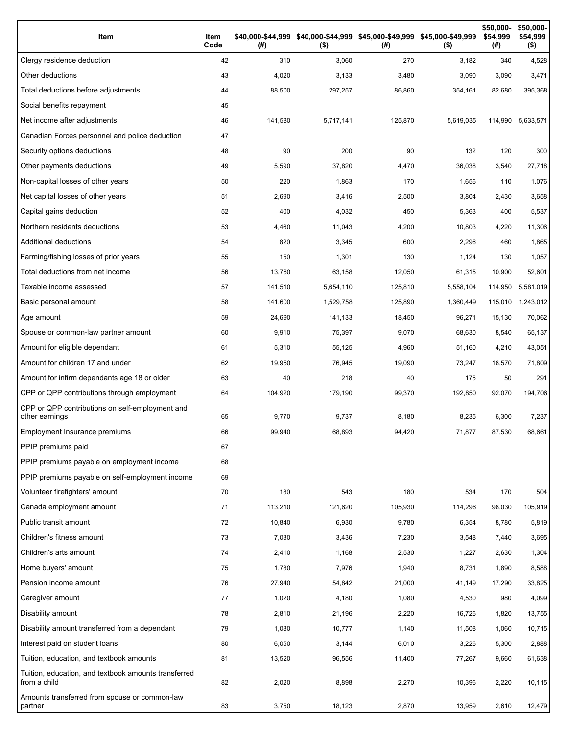| Item | Item Code | $40,000-$44,999 (#) | $40,000-$44,999 ($) | $45,000-$49,999 (#) | $45,000-$49,999 ($) | $50,000-$54,999 (#) | $50,000-$54,999 ($) |
|---|---|---|---|---|---|---|---|
| Clergy residence deduction | 42 | 310 | 3,060 | 270 | 3,182 | 340 | 4,528 |
| Other deductions | 43 | 4,020 | 3,133 | 3,480 | 3,090 | 3,090 | 3,471 |
| Total deductions before adjustments | 44 | 88,500 | 297,257 | 86,860 | 354,161 | 82,680 | 395,368 |
| Social benefits repayment | 45 | | | | | | |
| Net income after adjustments | 46 | 141,580 | 5,717,141 | 125,870 | 5,619,035 | 114,990 | 5,633,571 |
| Canadian Forces personnel and police deduction | 47 | | | | | | |
| Security options deductions | 48 | 90 | 200 | 90 | 132 | 120 | 300 |
| Other payments deductions | 49 | 5,590 | 37,820 | 4,470 | 36,038 | 3,540 | 27,718 |
| Non-capital losses of other years | 50 | 220 | 1,863 | 170 | 1,656 | 110 | 1,076 |
| Net capital losses of other years | 51 | 2,690 | 3,416 | 2,500 | 3,804 | 2,430 | 3,658 |
| Capital gains deduction | 52 | 400 | 4,032 | 450 | 5,363 | 400 | 5,537 |
| Northern residents deductions | 53 | 4,460 | 11,043 | 4,200 | 10,803 | 4,220 | 11,306 |
| Additional deductions | 54 | 820 | 3,345 | 600 | 2,296 | 460 | 1,865 |
| Farming/fishing losses of prior years | 55 | 150 | 1,301 | 130 | 1,124 | 130 | 1,057 |
| Total deductions from net income | 56 | 13,760 | 63,158 | 12,050 | 61,315 | 10,900 | 52,601 |
| Taxable income assessed | 57 | 141,510 | 5,654,110 | 125,810 | 5,558,104 | 114,950 | 5,581,019 |
| Basic personal amount | 58 | 141,600 | 1,529,758 | 125,890 | 1,360,449 | 115,010 | 1,243,012 |
| Age amount | 59 | 24,690 | 141,133 | 18,450 | 96,271 | 15,130 | 70,062 |
| Spouse or common-law partner amount | 60 | 9,910 | 75,397 | 9,070 | 68,630 | 8,540 | 65,137 |
| Amount for eligible dependant | 61 | 5,310 | 55,125 | 4,960 | 51,160 | 4,210 | 43,051 |
| Amount for children 17 and under | 62 | 19,950 | 76,945 | 19,090 | 73,247 | 18,570 | 71,809 |
| Amount for infirm dependants age 18 or older | 63 | 40 | 218 | 40 | 175 | 50 | 291 |
| CPP or QPP contributions through employment | 64 | 104,920 | 179,190 | 99,370 | 192,850 | 92,070 | 194,706 |
| CPP or QPP contributions on self-employment and other earnings | 65 | 9,770 | 9,737 | 8,180 | 8,235 | 6,300 | 7,237 |
| Employment Insurance premiums | 66 | 99,940 | 68,893 | 94,420 | 71,877 | 87,530 | 68,661 |
| PPIP premiums paid | 67 | | | | | | |
| PPIP premiums payable on employment income | 68 | | | | | | |
| PPIP premiums payable on self-employment income | 69 | | | | | | |
| Volunteer firefighters' amount | 70 | 180 | 543 | 180 | 534 | 170 | 504 |
| Canada employment amount | 71 | 113,210 | 121,620 | 105,930 | 114,296 | 98,030 | 105,919 |
| Public transit amount | 72 | 10,840 | 6,930 | 9,780 | 6,354 | 8,780 | 5,819 |
| Children's fitness amount | 73 | 7,030 | 3,436 | 7,230 | 3,548 | 7,440 | 3,695 |
| Children's arts amount | 74 | 2,410 | 1,168 | 2,530 | 1,227 | 2,630 | 1,304 |
| Home buyers' amount | 75 | 1,780 | 7,976 | 1,940 | 8,731 | 1,890 | 8,588 |
| Pension income amount | 76 | 27,940 | 54,842 | 21,000 | 41,149 | 17,290 | 33,825 |
| Caregiver amount | 77 | 1,020 | 4,180 | 1,080 | 4,530 | 980 | 4,099 |
| Disability amount | 78 | 2,810 | 21,196 | 2,220 | 16,726 | 1,820 | 13,755 |
| Disability amount transferred from a dependant | 79 | 1,080 | 10,777 | 1,140 | 11,508 | 1,060 | 10,715 |
| Interest paid on student loans | 80 | 6,050 | 3,144 | 6,010 | 3,226 | 5,300 | 2,888 |
| Tuition, education, and textbook amounts | 81 | 13,520 | 96,556 | 11,400 | 77,267 | 9,660 | 61,638 |
| Tuition, education, and textbook amounts transferred from a child | 82 | 2,020 | 8,898 | 2,270 | 10,396 | 2,220 | 10,115 |
| Amounts transferred from spouse or common-law partner | 83 | 3,750 | 18,123 | 2,870 | 13,959 | 2,610 | 12,479 |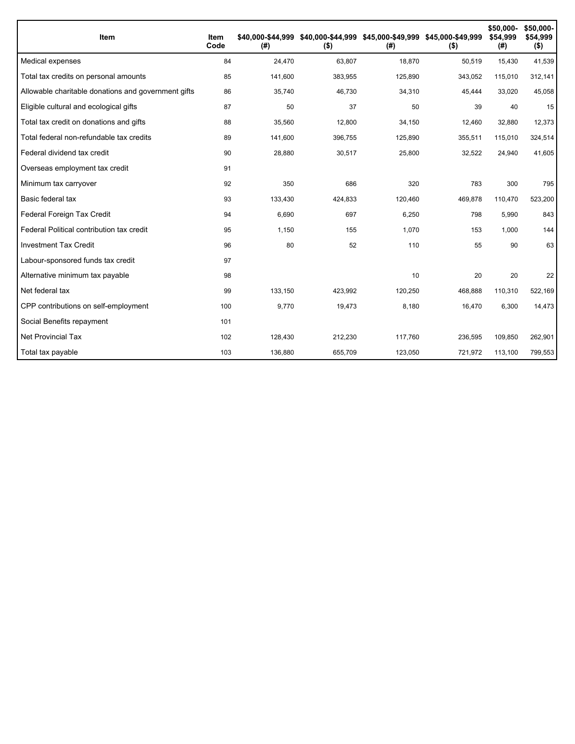| Item | Item Code | $40,000-$44,999 (#) | $40,000-$44,999 ($) | $45,000-$49,999 (#) | $45,000-$49,999 ($) | $50,000-$54,999 (#) | $50,000-$54,999 ($) |
|---|---|---|---|---|---|---|---|
| Medical expenses | 84 | 24,470 | 63,807 | 18,870 | 50,519 | 15,430 | 41,539 |
| Total tax credits on personal amounts | 85 | 141,600 | 383,955 | 125,890 | 343,052 | 115,010 | 312,141 |
| Allowable charitable donations and government gifts | 86 | 35,740 | 46,730 | 34,310 | 45,444 | 33,020 | 45,058 |
| Eligible cultural and ecological gifts | 87 | 50 | 37 | 50 | 39 | 40 | 15 |
| Total tax credit on donations and gifts | 88 | 35,560 | 12,800 | 34,150 | 12,460 | 32,880 | 12,373 |
| Total federal non-refundable tax credits | 89 | 141,600 | 396,755 | 125,890 | 355,511 | 115,010 | 324,514 |
| Federal dividend tax credit | 90 | 28,880 | 30,517 | 25,800 | 32,522 | 24,940 | 41,605 |
| Overseas employment tax credit | 91 | | | | | | |
| Minimum tax carryover | 92 | 350 | 686 | 320 | 783 | 300 | 795 |
| Basic federal tax | 93 | 133,430 | 424,833 | 120,460 | 469,878 | 110,470 | 523,200 |
| Federal Foreign Tax Credit | 94 | 6,690 | 697 | 6,250 | 798 | 5,990 | 843 |
| Federal Political contribution tax credit | 95 | 1,150 | 155 | 1,070 | 153 | 1,000 | 144 |
| Investment Tax Credit | 96 | 80 | 52 | 110 | 55 | 90 | 63 |
| Labour-sponsored funds tax credit | 97 | | | | | | |
| Alternative minimum tax payable | 98 | | | 10 | 20 | 20 | 22 |
| Net federal tax | 99 | 133,150 | 423,992 | 120,250 | 468,888 | 110,310 | 522,169 |
| CPP contributions on self-employment | 100 | 9,770 | 19,473 | 8,180 | 16,470 | 6,300 | 14,473 |
| Social Benefits repayment | 101 | | | | | | |
| Net Provincial Tax | 102 | 128,430 | 212,230 | 117,760 | 236,595 | 109,850 | 262,901 |
| Total tax payable | 103 | 136,880 | 655,709 | 123,050 | 721,972 | 113,100 | 799,553 |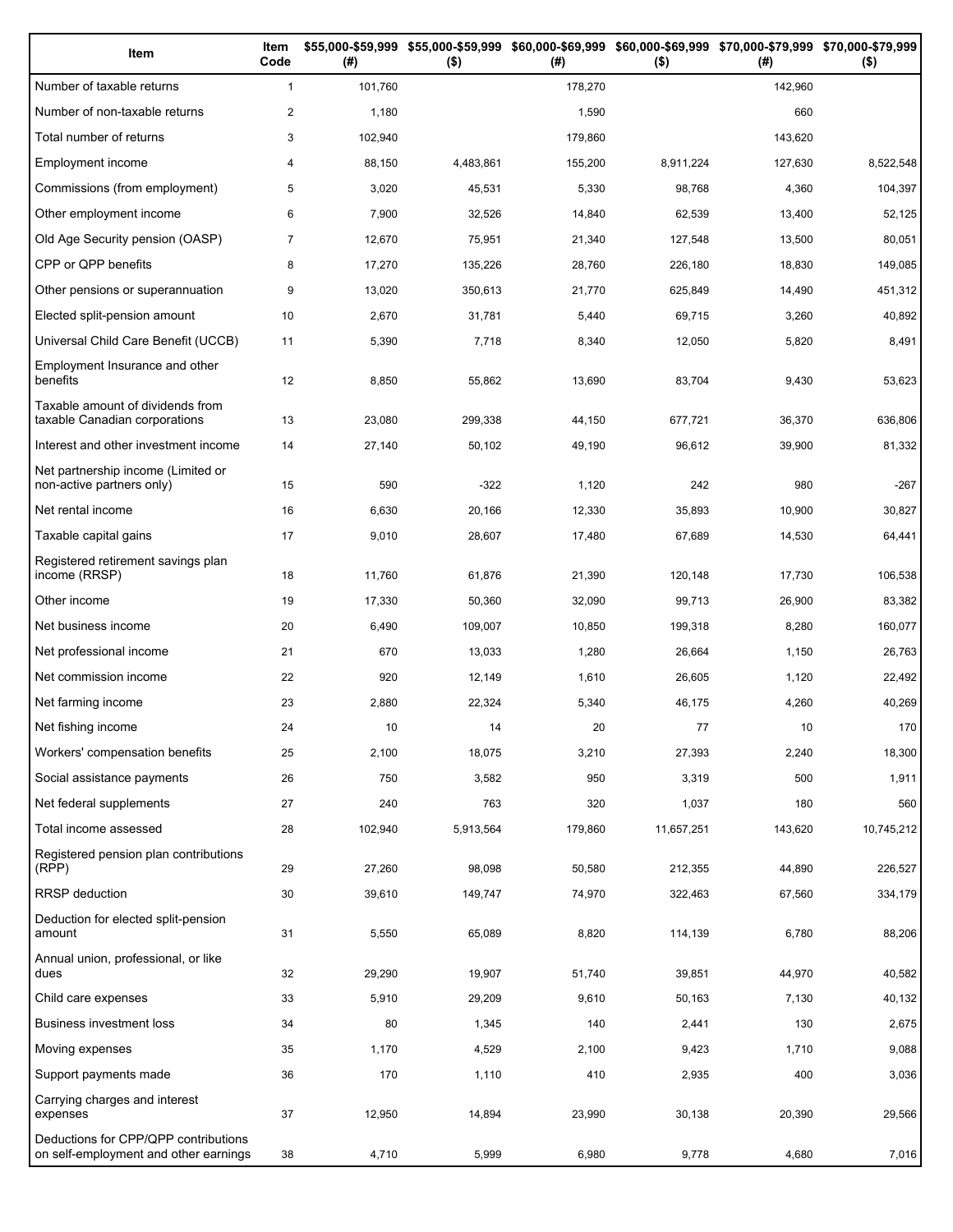| Item | Item Code | $55,000-$59,999 (#) | $55,000-$59,999 ($) | $60,000-$69,999 (#) | $60,000-$69,999 ($) | $70,000-$79,999 (#) | $70,000-$79,999 ($) |
|---|---|---|---|---|---|---|---|
| Number of taxable returns | 1 | 101,760 | | 178,270 | | 142,960 | |
| Number of non-taxable returns | 2 | 1,180 | | 1,590 | | 660 | |
| Total number of returns | 3 | 102,940 | | 179,860 | | 143,620 | |
| Employment income | 4 | 88,150 | 4,483,861 | 155,200 | 8,911,224 | 127,630 | 8,522,548 |
| Commissions (from employment) | 5 | 3,020 | 45,531 | 5,330 | 98,768 | 4,360 | 104,397 |
| Other employment income | 6 | 7,900 | 32,526 | 14,840 | 62,539 | 13,400 | 52,125 |
| Old Age Security pension (OASP) | 7 | 12,670 | 75,951 | 21,340 | 127,548 | 13,500 | 80,051 |
| CPP or QPP benefits | 8 | 17,270 | 135,226 | 28,760 | 226,180 | 18,830 | 149,085 |
| Other pensions or superannuation | 9 | 13,020 | 350,613 | 21,770 | 625,849 | 14,490 | 451,312 |
| Elected split-pension amount | 10 | 2,670 | 31,781 | 5,440 | 69,715 | 3,260 | 40,892 |
| Universal Child Care Benefit (UCCB) | 11 | 5,390 | 7,718 | 8,340 | 12,050 | 5,820 | 8,491 |
| Employment Insurance and other benefits | 12 | 8,850 | 55,862 | 13,690 | 83,704 | 9,430 | 53,623 |
| Taxable amount of dividends from taxable Canadian corporations | 13 | 23,080 | 299,338 | 44,150 | 677,721 | 36,370 | 636,806 |
| Interest and other investment income | 14 | 27,140 | 50,102 | 49,190 | 96,612 | 39,900 | 81,332 |
| Net partnership income (Limited or non-active partners only) | 15 | 590 | -322 | 1,120 | 242 | 980 | -267 |
| Net rental income | 16 | 6,630 | 20,166 | 12,330 | 35,893 | 10,900 | 30,827 |
| Taxable capital gains | 17 | 9,010 | 28,607 | 17,480 | 67,689 | 14,530 | 64,441 |
| Registered retirement savings plan income (RRSP) | 18 | 11,760 | 61,876 | 21,390 | 120,148 | 17,730 | 106,538 |
| Other income | 19 | 17,330 | 50,360 | 32,090 | 99,713 | 26,900 | 83,382 |
| Net business income | 20 | 6,490 | 109,007 | 10,850 | 199,318 | 8,280 | 160,077 |
| Net professional income | 21 | 670 | 13,033 | 1,280 | 26,664 | 1,150 | 26,763 |
| Net commission income | 22 | 920 | 12,149 | 1,610 | 26,605 | 1,120 | 22,492 |
| Net farming income | 23 | 2,880 | 22,324 | 5,340 | 46,175 | 4,260 | 40,269 |
| Net fishing income | 24 | 10 | 14 | 20 | 77 | 10 | 170 |
| Workers' compensation benefits | 25 | 2,100 | 18,075 | 3,210 | 27,393 | 2,240 | 18,300 |
| Social assistance payments | 26 | 750 | 3,582 | 950 | 3,319 | 500 | 1,911 |
| Net federal supplements | 27 | 240 | 763 | 320 | 1,037 | 180 | 560 |
| Total income assessed | 28 | 102,940 | 5,913,564 | 179,860 | 11,657,251 | 143,620 | 10,745,212 |
| Registered pension plan contributions (RPP) | 29 | 27,260 | 98,098 | 50,580 | 212,355 | 44,890 | 226,527 |
| RRSP deduction | 30 | 39,610 | 149,747 | 74,970 | 322,463 | 67,560 | 334,179 |
| Deduction for elected split-pension amount | 31 | 5,550 | 65,089 | 8,820 | 114,139 | 6,780 | 88,206 |
| Annual union, professional, or like dues | 32 | 29,290 | 19,907 | 51,740 | 39,851 | 44,970 | 40,582 |
| Child care expenses | 33 | 5,910 | 29,209 | 9,610 | 50,163 | 7,130 | 40,132 |
| Business investment loss | 34 | 80 | 1,345 | 140 | 2,441 | 130 | 2,675 |
| Moving expenses | 35 | 1,170 | 4,529 | 2,100 | 9,423 | 1,710 | 9,088 |
| Support payments made | 36 | 170 | 1,110 | 410 | 2,935 | 400 | 3,036 |
| Carrying charges and interest expenses | 37 | 12,950 | 14,894 | 23,990 | 30,138 | 20,390 | 29,566 |
| Deductions for CPP/QPP contributions on self-employment and other earnings | 38 | 4,710 | 5,999 | 6,980 | 9,778 | 4,680 | 7,016 |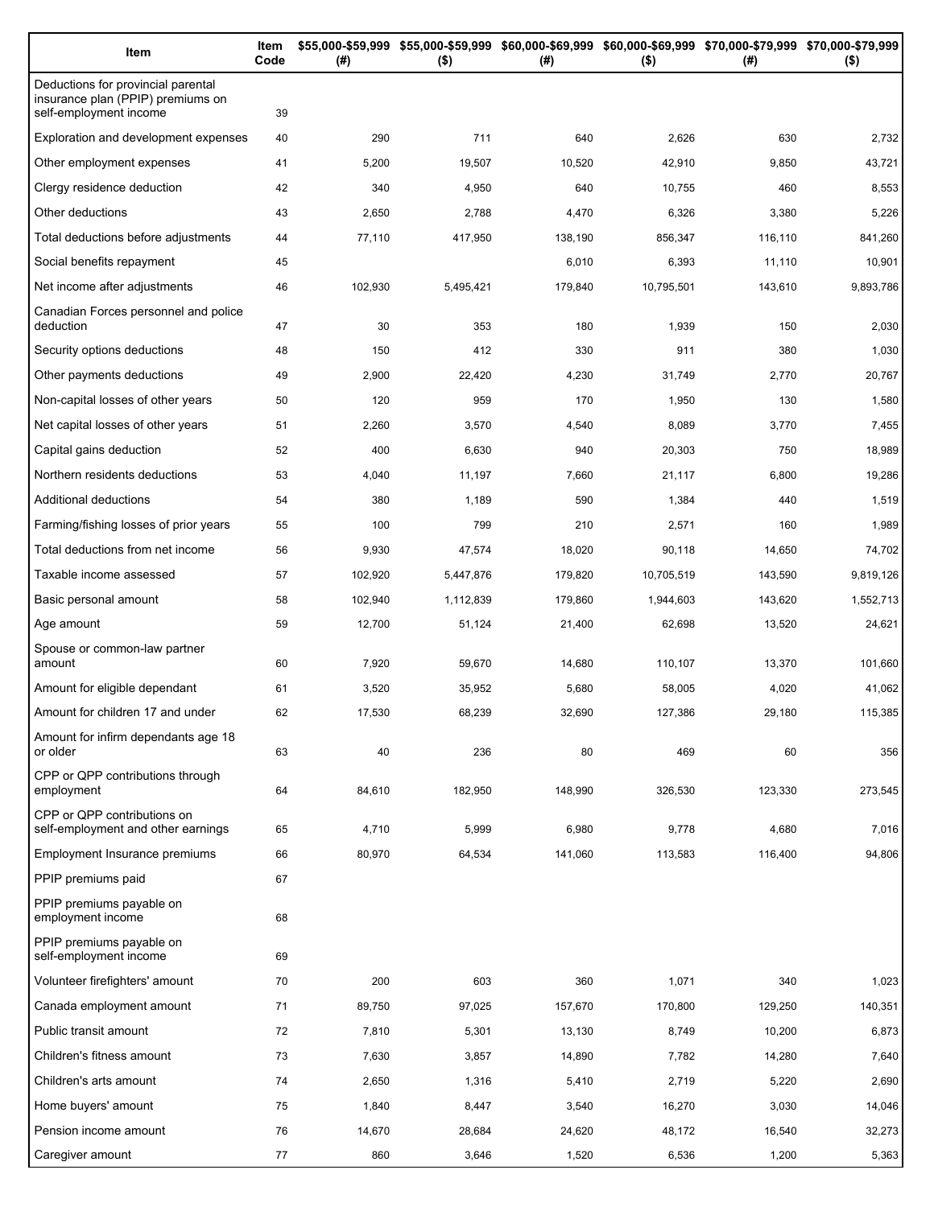| Item | Item Code | $55,000-$59,999 (#) | $55,000-$59,999 ($) | $60,000-$69,999 (#) | $60,000-$69,999 ($) | $70,000-$79,999 (#) | $70,000-$79,999 ($) |
|---|---|---|---|---|---|---|---|
| Deductions for provincial parental insurance plan (PPIP) premiums on self-employment income | 39 | | | | | | |
| Exploration and development expenses | 40 | 290 | 711 | 640 | 2,626 | 630 | 2,732 |
| Other employment expenses | 41 | 5,200 | 19,507 | 10,520 | 42,910 | 9,850 | 43,721 |
| Clergy residence deduction | 42 | 340 | 4,950 | 640 | 10,755 | 460 | 8,553 |
| Other deductions | 43 | 2,650 | 2,788 | 4,470 | 6,326 | 3,380 | 5,226 |
| Total deductions before adjustments | 44 | 77,110 | 417,950 | 138,190 | 856,347 | 116,110 | 841,260 |
| Social benefits repayment | 45 | | | 6,010 | 6,393 | 11,110 | 10,901 |
| Net income after adjustments | 46 | 102,930 | 5,495,421 | 179,840 | 10,795,501 | 143,610 | 9,893,786 |
| Canadian Forces personnel and police deduction | 47 | 30 | 353 | 180 | 1,939 | 150 | 2,030 |
| Security options deductions | 48 | 150 | 412 | 330 | 911 | 380 | 1,030 |
| Other payments deductions | 49 | 2,900 | 22,420 | 4,230 | 31,749 | 2,770 | 20,767 |
| Non-capital losses of other years | 50 | 120 | 959 | 170 | 1,950 | 130 | 1,580 |
| Net capital losses of other years | 51 | 2,260 | 3,570 | 4,540 | 8,089 | 3,770 | 7,455 |
| Capital gains deduction | 52 | 400 | 6,630 | 940 | 20,303 | 750 | 18,989 |
| Northern residents deductions | 53 | 4,040 | 11,197 | 7,660 | 21,117 | 6,800 | 19,286 |
| Additional deductions | 54 | 380 | 1,189 | 590 | 1,384 | 440 | 1,519 |
| Farming/fishing losses of prior years | 55 | 100 | 799 | 210 | 2,571 | 160 | 1,989 |
| Total deductions from net income | 56 | 9,930 | 47,574 | 18,020 | 90,118 | 14,650 | 74,702 |
| Taxable income assessed | 57 | 102,920 | 5,447,876 | 179,820 | 10,705,519 | 143,590 | 9,819,126 |
| Basic personal amount | 58 | 102,940 | 1,112,839 | 179,860 | 1,944,603 | 143,620 | 1,552,713 |
| Age amount | 59 | 12,700 | 51,124 | 21,400 | 62,698 | 13,520 | 24,621 |
| Spouse or common-law partner amount | 60 | 7,920 | 59,670 | 14,680 | 110,107 | 13,370 | 101,660 |
| Amount for eligible dependant | 61 | 3,520 | 35,952 | 5,680 | 58,005 | 4,020 | 41,062 |
| Amount for children 17 and under | 62 | 17,530 | 68,239 | 32,690 | 127,386 | 29,180 | 115,385 |
| Amount for infirm dependants age 18 or older | 63 | 40 | 236 | 80 | 469 | 60 | 356 |
| CPP or QPP contributions through employment | 64 | 84,610 | 182,950 | 148,990 | 326,530 | 123,330 | 273,545 |
| CPP or QPP contributions on self-employment and other earnings | 65 | 4,710 | 5,999 | 6,980 | 9,778 | 4,680 | 7,016 |
| Employment Insurance premiums | 66 | 80,970 | 64,534 | 141,060 | 113,583 | 116,400 | 94,806 |
| PPIP premiums paid | 67 | | | | | | |
| PPIP premiums payable on employment income | 68 | | | | | | |
| PPIP premiums payable on self-employment income | 69 | | | | | | |
| Volunteer firefighters' amount | 70 | 200 | 603 | 360 | 1,071 | 340 | 1,023 |
| Canada employment amount | 71 | 89,750 | 97,025 | 157,670 | 170,800 | 129,250 | 140,351 |
| Public transit amount | 72 | 7,810 | 5,301 | 13,130 | 8,749 | 10,200 | 6,873 |
| Children's fitness amount | 73 | 7,630 | 3,857 | 14,890 | 7,782 | 14,280 | 7,640 |
| Children's arts amount | 74 | 2,650 | 1,316 | 5,410 | 2,719 | 5,220 | 2,690 |
| Home buyers' amount | 75 | 1,840 | 8,447 | 3,540 | 16,270 | 3,030 | 14,046 |
| Pension income amount | 76 | 14,670 | 28,684 | 24,620 | 48,172 | 16,540 | 32,273 |
| Caregiver amount | 77 | 860 | 3,646 | 1,520 | 6,536 | 1,200 | 5,363 |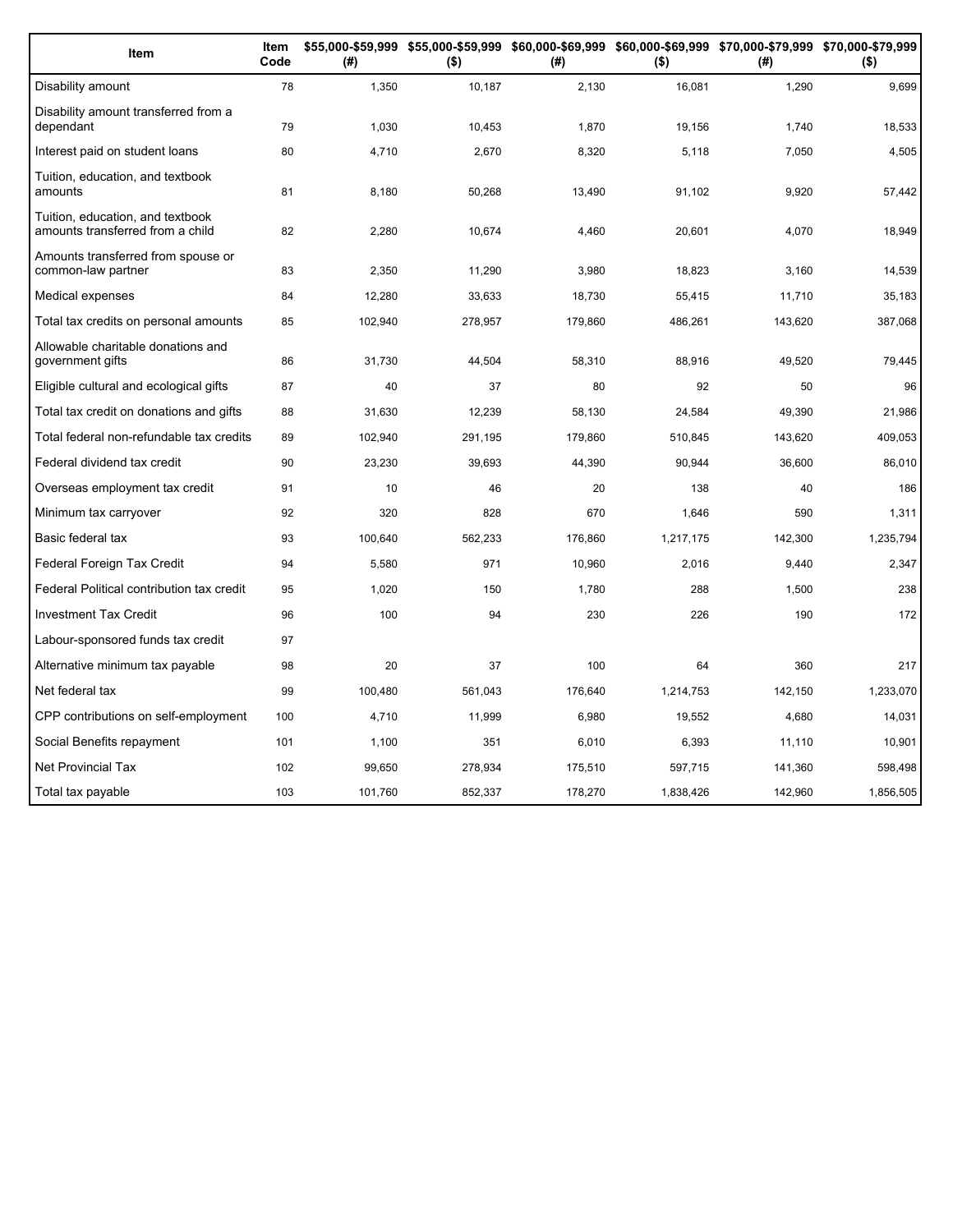| Item | Item Code | $55,000-$59,999 (#) | $55,000-$59,999 ($) | $60,000-$69,999 (#) | $60,000-$69,999 ($) | $70,000-$79,999 (#) | $70,000-$79,999 ($) |
|---|---|---|---|---|---|---|---|
| Disability amount | 78 | 1,350 | 10,187 | 2,130 | 16,081 | 1,290 | 9,699 |
| Disability amount transferred from a dependant | 79 | 1,030 | 10,453 | 1,870 | 19,156 | 1,740 | 18,533 |
| Interest paid on student loans | 80 | 4,710 | 2,670 | 8,320 | 5,118 | 7,050 | 4,505 |
| Tuition, education, and textbook amounts | 81 | 8,180 | 50,268 | 13,490 | 91,102 | 9,920 | 57,442 |
| Tuition, education, and textbook amounts transferred from a child | 82 | 2,280 | 10,674 | 4,460 | 20,601 | 4,070 | 18,949 |
| Amounts transferred from spouse or common-law partner | 83 | 2,350 | 11,290 | 3,980 | 18,823 | 3,160 | 14,539 |
| Medical expenses | 84 | 12,280 | 33,633 | 18,730 | 55,415 | 11,710 | 35,183 |
| Total tax credits on personal amounts | 85 | 102,940 | 278,957 | 179,860 | 486,261 | 143,620 | 387,068 |
| Allowable charitable donations and government gifts | 86 | 31,730 | 44,504 | 58,310 | 88,916 | 49,520 | 79,445 |
| Eligible cultural and ecological gifts | 87 | 40 | 37 | 80 | 92 | 50 | 96 |
| Total tax credit on donations and gifts | 88 | 31,630 | 12,239 | 58,130 | 24,584 | 49,390 | 21,986 |
| Total federal non-refundable tax credits | 89 | 102,940 | 291,195 | 179,860 | 510,845 | 143,620 | 409,053 |
| Federal dividend tax credit | 90 | 23,230 | 39,693 | 44,390 | 90,944 | 36,600 | 86,010 |
| Overseas employment tax credit | 91 | 10 | 46 | 20 | 138 | 40 | 186 |
| Minimum tax carryover | 92 | 320 | 828 | 670 | 1,646 | 590 | 1,311 |
| Basic federal tax | 93 | 100,640 | 562,233 | 176,860 | 1,217,175 | 142,300 | 1,235,794 |
| Federal Foreign Tax Credit | 94 | 5,580 | 971 | 10,960 | 2,016 | 9,440 | 2,347 |
| Federal Political contribution tax credit | 95 | 1,020 | 150 | 1,780 | 288 | 1,500 | 238 |
| Investment Tax Credit | 96 | 100 | 94 | 230 | 226 | 190 | 172 |
| Labour-sponsored funds tax credit | 97 | | | | | | |
| Alternative minimum tax payable | 98 | 20 | 37 | 100 | 64 | 360 | 217 |
| Net federal tax | 99 | 100,480 | 561,043 | 176,640 | 1,214,753 | 142,150 | 1,233,070 |
| CPP contributions on self-employment | 100 | 4,710 | 11,999 | 6,980 | 19,552 | 4,680 | 14,031 |
| Social Benefits repayment | 101 | 1,100 | 351 | 6,010 | 6,393 | 11,110 | 10,901 |
| Net Provincial Tax | 102 | 99,650 | 278,934 | 175,510 | 597,715 | 141,360 | 598,498 |
| Total tax payable | 103 | 101,760 | 852,337 | 178,270 | 1,838,426 | 142,960 | 1,856,505 |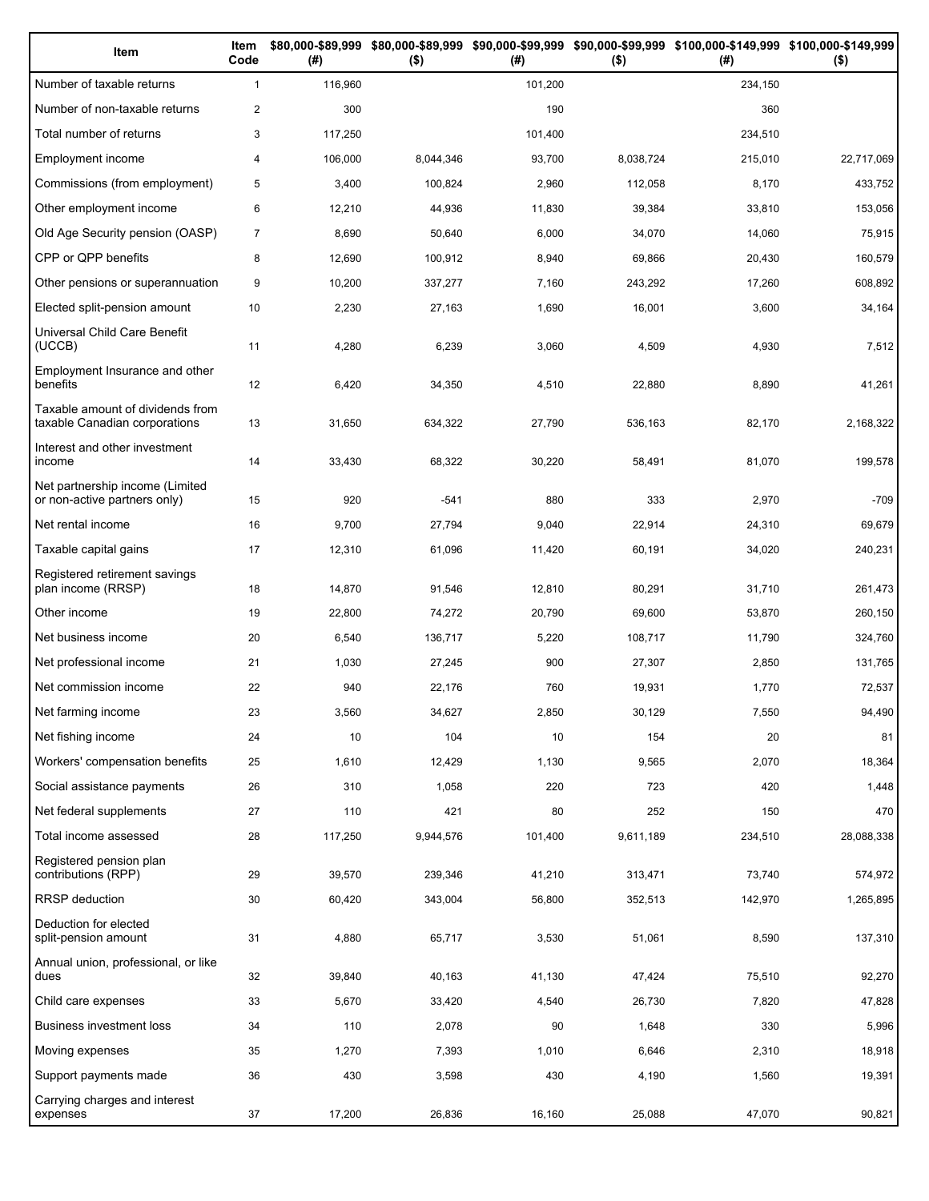| Item | Item Code | $80,000-$89,999 (#) | $80,000-$89,999 ($) | $90,000-$99,999 (#) | $90,000-$99,999 ($) | $100,000-$149,999 (#) | $100,000-$149,999 ($) |
|---|---|---|---|---|---|---|---|
| Number of taxable returns | 1 | 116,960 | | 101,200 | | 234,150 | |
| Number of non-taxable returns | 2 | 300 | | 190 | | 360 | |
| Total number of returns | 3 | 117,250 | | 101,400 | | 234,510 | |
| Employment income | 4 | 106,000 | 8,044,346 | 93,700 | 8,038,724 | 215,010 | 22,717,069 |
| Commissions (from employment) | 5 | 3,400 | 100,824 | 2,960 | 112,058 | 8,170 | 433,752 |
| Other employment income | 6 | 12,210 | 44,936 | 11,830 | 39,384 | 33,810 | 153,056 |
| Old Age Security pension (OASP) | 7 | 8,690 | 50,640 | 6,000 | 34,070 | 14,060 | 75,915 |
| CPP or QPP benefits | 8 | 12,690 | 100,912 | 8,940 | 69,866 | 20,430 | 160,579 |
| Other pensions or superannuation | 9 | 10,200 | 337,277 | 7,160 | 243,292 | 17,260 | 608,892 |
| Elected split-pension amount | 10 | 2,230 | 27,163 | 1,690 | 16,001 | 3,600 | 34,164 |
| Universal Child Care Benefit (UCCB) | 11 | 4,280 | 6,239 | 3,060 | 4,509 | 4,930 | 7,512 |
| Employment Insurance and other benefits | 12 | 6,420 | 34,350 | 4,510 | 22,880 | 8,890 | 41,261 |
| Taxable amount of dividends from taxable Canadian corporations | 13 | 31,650 | 634,322 | 27,790 | 536,163 | 82,170 | 2,168,322 |
| Interest and other investment income | 14 | 33,430 | 68,322 | 30,220 | 58,491 | 81,070 | 199,578 |
| Net partnership income (Limited or non-active partners only) | 15 | 920 | -541 | 880 | 333 | 2,970 | -709 |
| Net rental income | 16 | 9,700 | 27,794 | 9,040 | 22,914 | 24,310 | 69,679 |
| Taxable capital gains | 17 | 12,310 | 61,096 | 11,420 | 60,191 | 34,020 | 240,231 |
| Registered retirement savings plan income (RRSP) | 18 | 14,870 | 91,546 | 12,810 | 80,291 | 31,710 | 261,473 |
| Other income | 19 | 22,800 | 74,272 | 20,790 | 69,600 | 53,870 | 260,150 |
| Net business income | 20 | 6,540 | 136,717 | 5,220 | 108,717 | 11,790 | 324,760 |
| Net professional income | 21 | 1,030 | 27,245 | 900 | 27,307 | 2,850 | 131,765 |
| Net commission income | 22 | 940 | 22,176 | 760 | 19,931 | 1,770 | 72,537 |
| Net farming income | 23 | 3,560 | 34,627 | 2,850 | 30,129 | 7,550 | 94,490 |
| Net fishing income | 24 | 10 | 104 | 10 | 154 | 20 | 81 |
| Workers' compensation benefits | 25 | 1,610 | 12,429 | 1,130 | 9,565 | 2,070 | 18,364 |
| Social assistance payments | 26 | 310 | 1,058 | 220 | 723 | 420 | 1,448 |
| Net federal supplements | 27 | 110 | 421 | 80 | 252 | 150 | 470 |
| Total income assessed | 28 | 117,250 | 9,944,576 | 101,400 | 9,611,189 | 234,510 | 28,088,338 |
| Registered pension plan contributions (RPP) | 29 | 39,570 | 239,346 | 41,210 | 313,471 | 73,740 | 574,972 |
| RRSP deduction | 30 | 60,420 | 343,004 | 56,800 | 352,513 | 142,970 | 1,265,895 |
| Deduction for elected split-pension amount | 31 | 4,880 | 65,717 | 3,530 | 51,061 | 8,590 | 137,310 |
| Annual union, professional, or like dues | 32 | 39,840 | 40,163 | 41,130 | 47,424 | 75,510 | 92,270 |
| Child care expenses | 33 | 5,670 | 33,420 | 4,540 | 26,730 | 7,820 | 47,828 |
| Business investment loss | 34 | 110 | 2,078 | 90 | 1,648 | 330 | 5,996 |
| Moving expenses | 35 | 1,270 | 7,393 | 1,010 | 6,646 | 2,310 | 18,918 |
| Support payments made | 36 | 430 | 3,598 | 430 | 4,190 | 1,560 | 19,391 |
| Carrying charges and interest expenses | 37 | 17,200 | 26,836 | 16,160 | 25,088 | 47,070 | 90,821 |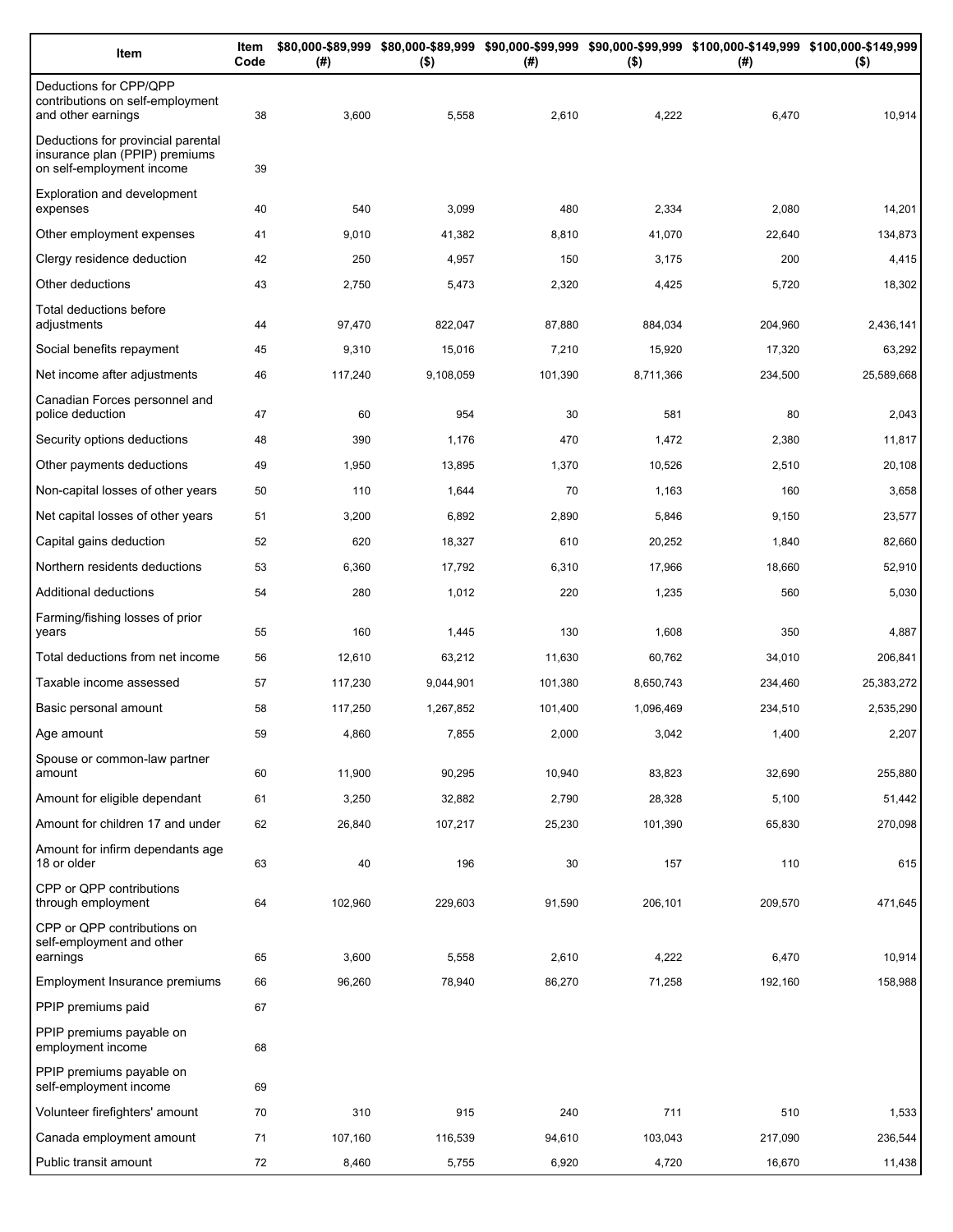| Item | Item Code | $80,000-$89,999 (#) | $80,000-$89,999 ($) | $90,000-$99,999 (#) | $90,000-$99,999 ($) | $100,000-$149,999 (#) | $100,000-$149,999 ($) |
|---|---|---|---|---|---|---|---|
| Deductions for CPP/QPP contributions on self-employment and other earnings | 38 | 3,600 | 5,558 | 2,610 | 4,222 | 6,470 | 10,914 |
| Deductions for provincial parental insurance plan (PPIP) premiums on self-employment income | 39 | | | | | | |
| Exploration and development expenses | 40 | 540 | 3,099 | 480 | 2,334 | 2,080 | 14,201 |
| Other employment expenses | 41 | 9,010 | 41,382 | 8,810 | 41,070 | 22,640 | 134,873 |
| Clergy residence deduction | 42 | 250 | 4,957 | 150 | 3,175 | 200 | 4,415 |
| Other deductions | 43 | 2,750 | 5,473 | 2,320 | 4,425 | 5,720 | 18,302 |
| Total deductions before adjustments | 44 | 97,470 | 822,047 | 87,880 | 884,034 | 204,960 | 2,436,141 |
| Social benefits repayment | 45 | 9,310 | 15,016 | 7,210 | 15,920 | 17,320 | 63,292 |
| Net income after adjustments | 46 | 117,240 | 9,108,059 | 101,390 | 8,711,366 | 234,500 | 25,589,668 |
| Canadian Forces personnel and police deduction | 47 | 60 | 954 | 30 | 581 | 80 | 2,043 |
| Security options deductions | 48 | 390 | 1,176 | 470 | 1,472 | 2,380 | 11,817 |
| Other payments deductions | 49 | 1,950 | 13,895 | 1,370 | 10,526 | 2,510 | 20,108 |
| Non-capital losses of other years | 50 | 110 | 1,644 | 70 | 1,163 | 160 | 3,658 |
| Net capital losses of other years | 51 | 3,200 | 6,892 | 2,890 | 5,846 | 9,150 | 23,577 |
| Capital gains deduction | 52 | 620 | 18,327 | 610 | 20,252 | 1,840 | 82,660 |
| Northern residents deductions | 53 | 6,360 | 17,792 | 6,310 | 17,966 | 18,660 | 52,910 |
| Additional deductions | 54 | 280 | 1,012 | 220 | 1,235 | 560 | 5,030 |
| Farming/fishing losses of prior years | 55 | 160 | 1,445 | 130 | 1,608 | 350 | 4,887 |
| Total deductions from net income | 56 | 12,610 | 63,212 | 11,630 | 60,762 | 34,010 | 206,841 |
| Taxable income assessed | 57 | 117,230 | 9,044,901 | 101,380 | 8,650,743 | 234,460 | 25,383,272 |
| Basic personal amount | 58 | 117,250 | 1,267,852 | 101,400 | 1,096,469 | 234,510 | 2,535,290 |
| Age amount | 59 | 4,860 | 7,855 | 2,000 | 3,042 | 1,400 | 2,207 |
| Spouse or common-law partner amount | 60 | 11,900 | 90,295 | 10,940 | 83,823 | 32,690 | 255,880 |
| Amount for eligible dependant | 61 | 3,250 | 32,882 | 2,790 | 28,328 | 5,100 | 51,442 |
| Amount for children 17 and under | 62 | 26,840 | 107,217 | 25,230 | 101,390 | 65,830 | 270,098 |
| Amount for infirm dependants age 18 or older | 63 | 40 | 196 | 30 | 157 | 110 | 615 |
| CPP or QPP contributions through employment | 64 | 102,960 | 229,603 | 91,590 | 206,101 | 209,570 | 471,645 |
| CPP or QPP contributions on self-employment and other earnings | 65 | 3,600 | 5,558 | 2,610 | 4,222 | 6,470 | 10,914 |
| Employment Insurance premiums | 66 | 96,260 | 78,940 | 86,270 | 71,258 | 192,160 | 158,988 |
| PPIP premiums paid | 67 | | | | | | |
| PPIP premiums payable on employment income | 68 | | | | | | |
| PPIP premiums payable on self-employment income | 69 | | | | | | |
| Volunteer firefighters' amount | 70 | 310 | 915 | 240 | 711 | 510 | 1,533 |
| Canada employment amount | 71 | 107,160 | 116,539 | 94,610 | 103,043 | 217,090 | 236,544 |
| Public transit amount | 72 | 8,460 | 5,755 | 6,920 | 4,720 | 16,670 | 11,438 |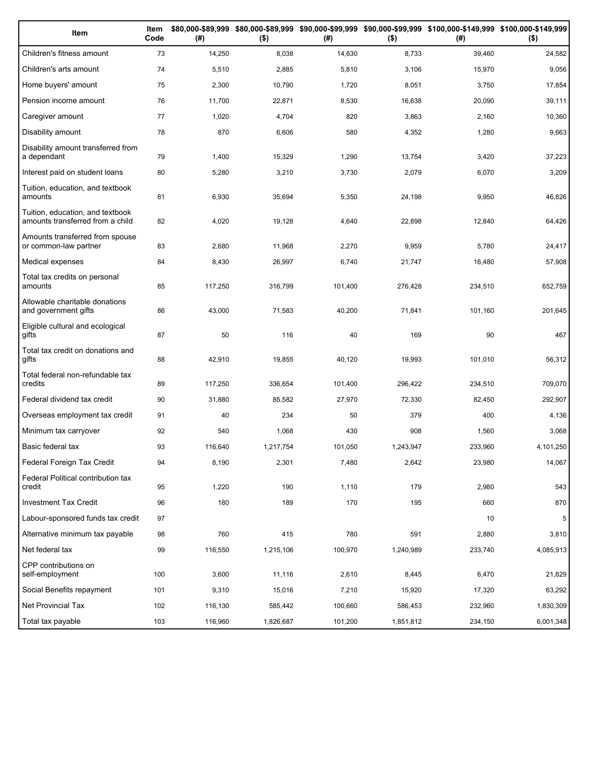| Item | Item Code | $80,000-$89,999 (#) | $80,000-$89,999 ($) | $90,000-$99,999 (#) | $90,000-$99,999 ($) | $100,000-$149,999 (#) | $100,000-$149,999 ($) |
|---|---|---|---|---|---|---|---|
| Children's fitness amount | 73 | 14,250 | 8,038 | 14,630 | 8,733 | 39,460 | 24,582 |
| Children's arts amount | 74 | 5,510 | 2,885 | 5,810 | 3,106 | 15,970 | 9,056 |
| Home buyers' amount | 75 | 2,300 | 10,790 | 1,720 | 8,051 | 3,750 | 17,854 |
| Pension income amount | 76 | 11,700 | 22,871 | 8,530 | 16,638 | 20,090 | 39,111 |
| Caregiver amount | 77 | 1,020 | 4,704 | 820 | 3,863 | 2,160 | 10,360 |
| Disability amount | 78 | 870 | 6,606 | 580 | 4,352 | 1,280 | 9,663 |
| Disability amount transferred from a dependant | 79 | 1,400 | 15,329 | 1,290 | 13,754 | 3,420 | 37,223 |
| Interest paid on student loans | 80 | 5,280 | 3,210 | 3,730 | 2,079 | 6,070 | 3,209 |
| Tuition, education, and textbook amounts | 81 | 6,930 | 35,694 | 5,350 | 24,198 | 9,950 | 46,826 |
| Tuition, education, and textbook amounts transferred from a child | 82 | 4,020 | 19,128 | 4,640 | 22,898 | 12,840 | 64,426 |
| Amounts transferred from spouse or common-law partner | 83 | 2,680 | 11,968 | 2,270 | 9,959 | 5,780 | 24,417 |
| Medical expenses | 84 | 8,430 | 26,997 | 6,740 | 21,747 | 16,480 | 57,908 |
| Total tax credits on personal amounts | 85 | 117,250 | 316,799 | 101,400 | 276,428 | 234,510 | 652,759 |
| Allowable charitable donations and government gifts | 86 | 43,000 | 71,583 | 40,200 | 71,841 | 101,160 | 201,645 |
| Eligible cultural and ecological gifts | 87 | 50 | 116 | 40 | 169 | 90 | 467 |
| Total tax credit on donations and gifts | 88 | 42,910 | 19,855 | 40,120 | 19,993 | 101,010 | 56,312 |
| Total federal non-refundable tax credits | 89 | 117,250 | 336,654 | 101,400 | 296,422 | 234,510 | 709,070 |
| Federal dividend tax credit | 90 | 31,880 | 85,582 | 27,970 | 72,330 | 82,450 | 292,907 |
| Overseas employment tax credit | 91 | 40 | 234 | 50 | 379 | 400 | 4,136 |
| Minimum tax carryover | 92 | 540 | 1,068 | 430 | 908 | 1,560 | 3,068 |
| Basic federal tax | 93 | 116,640 | 1,217,754 | 101,050 | 1,243,947 | 233,960 | 4,101,250 |
| Federal Foreign Tax Credit | 94 | 8,190 | 2,301 | 7,480 | 2,642 | 23,980 | 14,067 |
| Federal Political contribution tax credit | 95 | 1,220 | 190 | 1,110 | 179 | 2,980 | 543 |
| Investment Tax Credit | 96 | 180 | 189 | 170 | 195 | 660 | 870 |
| Labour-sponsored funds tax credit | 97 | | | | | 10 | 5 |
| Alternative minimum tax payable | 98 | 760 | 415 | 780 | 591 | 2,880 | 3,810 |
| Net federal tax | 99 | 116,550 | 1,215,106 | 100,970 | 1,240,989 | 233,740 | 4,085,913 |
| CPP contributions on self-employment | 100 | 3,600 | 11,116 | 2,610 | 8,445 | 6,470 | 21,829 |
| Social Benefits repayment | 101 | 9,310 | 15,016 | 7,210 | 15,920 | 17,320 | 63,292 |
| Net Provincial Tax | 102 | 116,130 | 585,442 | 100,660 | 586,453 | 232,960 | 1,830,309 |
| Total tax payable | 103 | 116,960 | 1,826,687 | 101,200 | 1,851,812 | 234,150 | 6,001,348 |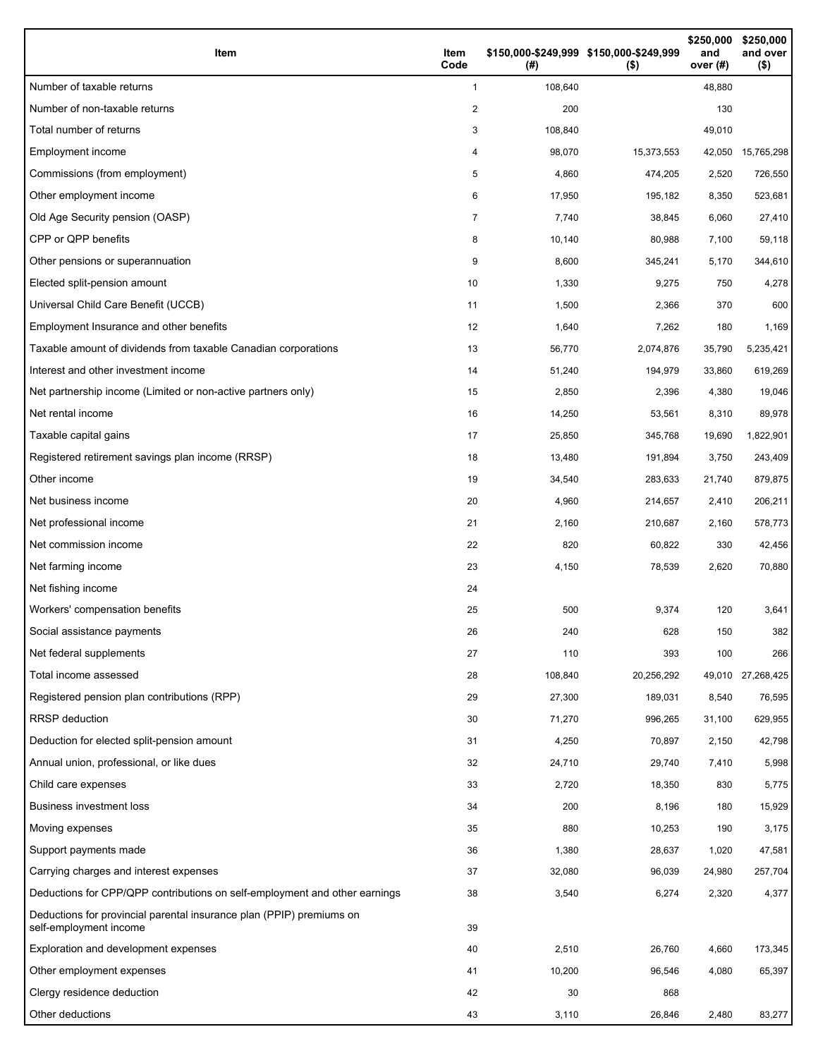| Item | Item Code | $150,000-$249,999 (#) | $150,000-$249,999 ($) | $250,000 and over (#) | $250,000 and over ($) |
| --- | --- | --- | --- | --- | --- |
| Number of taxable returns | 1 | 108,640 | | 48,880 | |
| Number of non-taxable returns | 2 | 200 | | 130 | |
| Total number of returns | 3 | 108,840 | | 49,010 | |
| Employment income | 4 | 98,070 | 15,373,553 | 42,050 | 15,765,298 |
| Commissions (from employment) | 5 | 4,860 | 474,205 | 2,520 | 726,550 |
| Other employment income | 6 | 17,950 | 195,182 | 8,350 | 523,681 |
| Old Age Security pension (OASP) | 7 | 7,740 | 38,845 | 6,060 | 27,410 |
| CPP or QPP benefits | 8 | 10,140 | 80,988 | 7,100 | 59,118 |
| Other pensions or superannuation | 9 | 8,600 | 345,241 | 5,170 | 344,610 |
| Elected split-pension amount | 10 | 1,330 | 9,275 | 750 | 4,278 |
| Universal Child Care Benefit (UCCB) | 11 | 1,500 | 2,366 | 370 | 600 |
| Employment Insurance and other benefits | 12 | 1,640 | 7,262 | 180 | 1,169 |
| Taxable amount of dividends from taxable Canadian corporations | 13 | 56,770 | 2,074,876 | 35,790 | 5,235,421 |
| Interest and other investment income | 14 | 51,240 | 194,979 | 33,860 | 619,269 |
| Net partnership income (Limited or non-active partners only) | 15 | 2,850 | 2,396 | 4,380 | 19,046 |
| Net rental income | 16 | 14,250 | 53,561 | 8,310 | 89,978 |
| Taxable capital gains | 17 | 25,850 | 345,768 | 19,690 | 1,822,901 |
| Registered retirement savings plan income (RRSP) | 18 | 13,480 | 191,894 | 3,750 | 243,409 |
| Other income | 19 | 34,540 | 283,633 | 21,740 | 879,875 |
| Net business income | 20 | 4,960 | 214,657 | 2,410 | 206,211 |
| Net professional income | 21 | 2,160 | 210,687 | 2,160 | 578,773 |
| Net commission income | 22 | 820 | 60,822 | 330 | 42,456 |
| Net farming income | 23 | 4,150 | 78,539 | 2,620 | 70,880 |
| Net fishing income | 24 | | | | |
| Workers' compensation benefits | 25 | 500 | 9,374 | 120 | 3,641 |
| Social assistance payments | 26 | 240 | 628 | 150 | 382 |
| Net federal supplements | 27 | 110 | 393 | 100 | 266 |
| Total income assessed | 28 | 108,840 | 20,256,292 | 49,010 | 27,268,425 |
| Registered pension plan contributions (RPP) | 29 | 27,300 | 189,031 | 8,540 | 76,595 |
| RRSP deduction | 30 | 71,270 | 996,265 | 31,100 | 629,955 |
| Deduction for elected split-pension amount | 31 | 4,250 | 70,897 | 2,150 | 42,798 |
| Annual union, professional, or like dues | 32 | 24,710 | 29,740 | 7,410 | 5,998 |
| Child care expenses | 33 | 2,720 | 18,350 | 830 | 5,775 |
| Business investment loss | 34 | 200 | 8,196 | 180 | 15,929 |
| Moving expenses | 35 | 880 | 10,253 | 190 | 3,175 |
| Support payments made | 36 | 1,380 | 28,637 | 1,020 | 47,581 |
| Carrying charges and interest expenses | 37 | 32,080 | 96,039 | 24,980 | 257,704 |
| Deductions for CPP/QPP contributions on self-employment and other earnings | 38 | 3,540 | 6,274 | 2,320 | 4,377 |
| Deductions for provincial parental insurance plan (PPIP) premiums on self-employment income | 39 | | | | |
| Exploration and development expenses | 40 | 2,510 | 26,760 | 4,660 | 173,345 |
| Other employment expenses | 41 | 10,200 | 96,546 | 4,080 | 65,397 |
| Clergy residence deduction | 42 | 30 | 868 | | |
| Other deductions | 43 | 3,110 | 26,846 | 2,480 | 83,277 |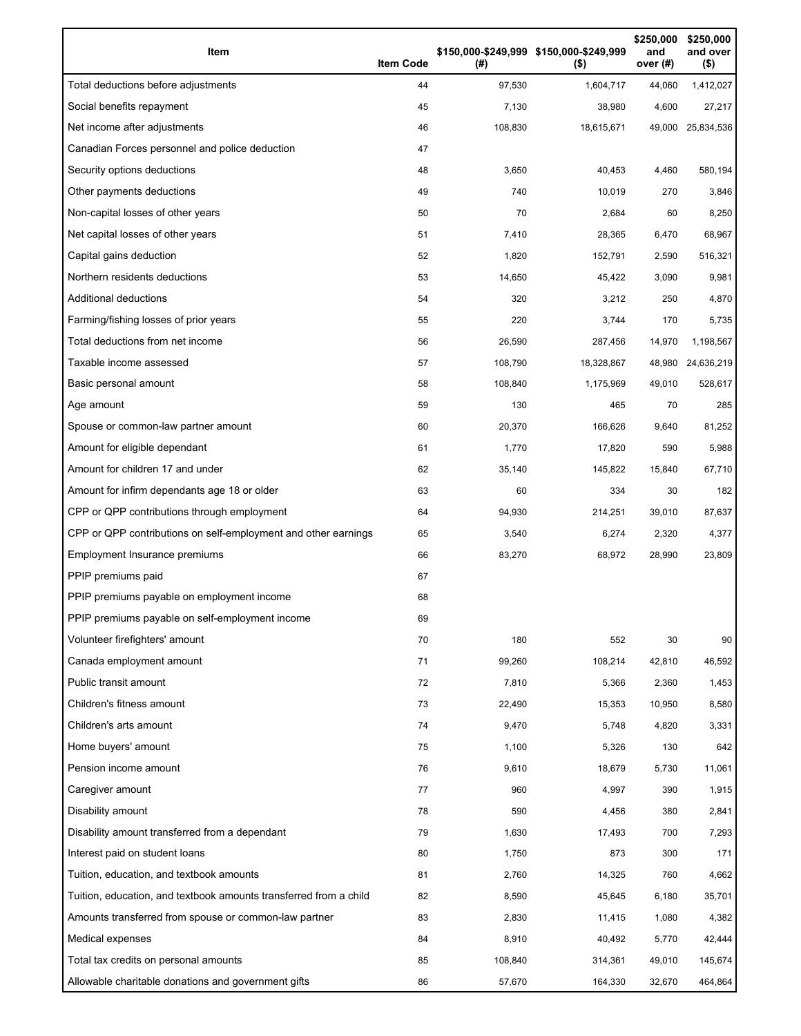| Item | Item Code | $150,000-$249,999 (#) | $150,000-$249,999 ($) | $250,000 and over (#) | $250,000 and over ($) |
|---|---|---|---|---|---|
| Total deductions before adjustments | 44 | 97,530 | 1,604,717 | 44,060 | 1,412,027 |
| Social benefits repayment | 45 | 7,130 | 38,980 | 4,600 | 27,217 |
| Net income after adjustments | 46 | 108,830 | 18,615,671 | 49,000 | 25,834,536 |
| Canadian Forces personnel and police deduction | 47 | | | | |
| Security options deductions | 48 | 3,650 | 40,453 | 4,460 | 580,194 |
| Other payments deductions | 49 | 740 | 10,019 | 270 | 3,846 |
| Non-capital losses of other years | 50 | 70 | 2,684 | 60 | 8,250 |
| Net capital losses of other years | 51 | 7,410 | 28,365 | 6,470 | 68,967 |
| Capital gains deduction | 52 | 1,820 | 152,791 | 2,590 | 516,321 |
| Northern residents deductions | 53 | 14,650 | 45,422 | 3,090 | 9,981 |
| Additional deductions | 54 | 320 | 3,212 | 250 | 4,870 |
| Farming/fishing losses of prior years | 55 | 220 | 3,744 | 170 | 5,735 |
| Total deductions from net income | 56 | 26,590 | 287,456 | 14,970 | 1,198,567 |
| Taxable income assessed | 57 | 108,790 | 18,328,867 | 48,980 | 24,636,219 |
| Basic personal amount | 58 | 108,840 | 1,175,969 | 49,010 | 528,617 |
| Age amount | 59 | 130 | 465 | 70 | 285 |
| Spouse or common-law partner amount | 60 | 20,370 | 166,626 | 9,640 | 81,252 |
| Amount for eligible dependant | 61 | 1,770 | 17,820 | 590 | 5,988 |
| Amount for children 17 and under | 62 | 35,140 | 145,822 | 15,840 | 67,710 |
| Amount for infirm dependants age 18 or older | 63 | 60 | 334 | 30 | 182 |
| CPP or QPP contributions through employment | 64 | 94,930 | 214,251 | 39,010 | 87,637 |
| CPP or QPP contributions on self-employment and other earnings | 65 | 3,540 | 6,274 | 2,320 | 4,377 |
| Employment Insurance premiums | 66 | 83,270 | 68,972 | 28,990 | 23,809 |
| PPIP premiums paid | 67 | | | | |
| PPIP premiums payable on employment income | 68 | | | | |
| PPIP premiums payable on self-employment income | 69 | | | | |
| Volunteer firefighters' amount | 70 | 180 | 552 | 30 | 90 |
| Canada employment amount | 71 | 99,260 | 108,214 | 42,810 | 46,592 |
| Public transit amount | 72 | 7,810 | 5,366 | 2,360 | 1,453 |
| Children's fitness amount | 73 | 22,490 | 15,353 | 10,950 | 8,580 |
| Children's arts amount | 74 | 9,470 | 5,748 | 4,820 | 3,331 |
| Home buyers' amount | 75 | 1,100 | 5,326 | 130 | 642 |
| Pension income amount | 76 | 9,610 | 18,679 | 5,730 | 11,061 |
| Caregiver amount | 77 | 960 | 4,997 | 390 | 1,915 |
| Disability amount | 78 | 590 | 4,456 | 380 | 2,841 |
| Disability amount transferred from a dependant | 79 | 1,630 | 17,493 | 700 | 7,293 |
| Interest paid on student loans | 80 | 1,750 | 873 | 300 | 171 |
| Tuition, education, and textbook amounts | 81 | 2,760 | 14,325 | 760 | 4,662 |
| Tuition, education, and textbook amounts transferred from a child | 82 | 8,590 | 45,645 | 6,180 | 35,701 |
| Amounts transferred from spouse or common-law partner | 83 | 2,830 | 11,415 | 1,080 | 4,382 |
| Medical expenses | 84 | 8,910 | 40,492 | 5,770 | 42,444 |
| Total tax credits on personal amounts | 85 | 108,840 | 314,361 | 49,010 | 145,674 |
| Allowable charitable donations and government gifts | 86 | 57,670 | 164,330 | 32,670 | 464,864 |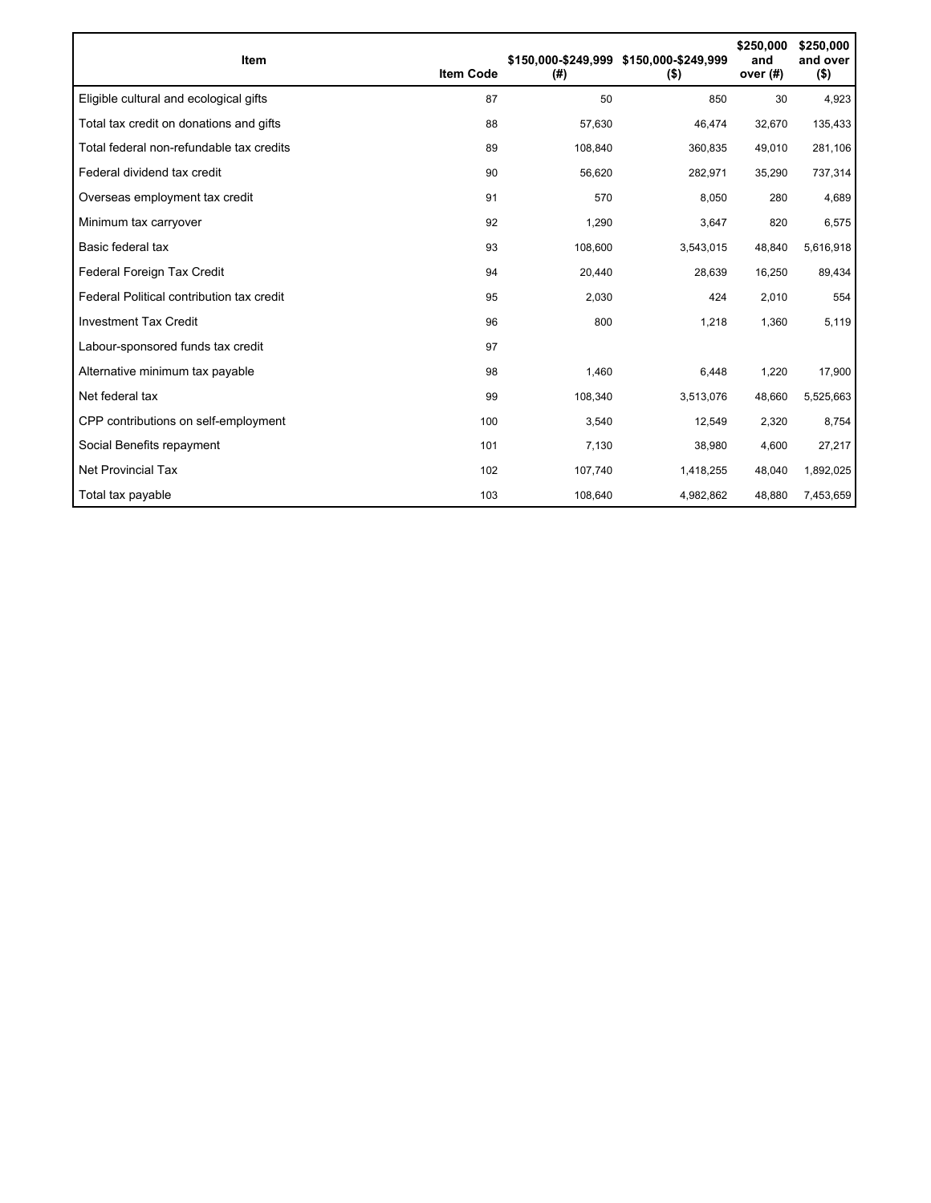| Item | Item Code | $150,000-$249,999 (#) | $150,000-$249,999 ($) | $250,000 and over (#) | $250,000 and over ($) |
|---|---|---|---|---|---|
| Eligible cultural and ecological gifts | 87 | 50 | 850 | 30 | 4,923 |
| Total tax credit on donations and gifts | 88 | 57,630 | 46,474 | 32,670 | 135,433 |
| Total federal non-refundable tax credits | 89 | 108,840 | 360,835 | 49,010 | 281,106 |
| Federal dividend tax credit | 90 | 56,620 | 282,971 | 35,290 | 737,314 |
| Overseas employment tax credit | 91 | 570 | 8,050 | 280 | 4,689 |
| Minimum tax carryover | 92 | 1,290 | 3,647 | 820 | 6,575 |
| Basic federal tax | 93 | 108,600 | 3,543,015 | 48,840 | 5,616,918 |
| Federal Foreign Tax Credit | 94 | 20,440 | 28,639 | 16,250 | 89,434 |
| Federal Political contribution tax credit | 95 | 2,030 | 424 | 2,010 | 554 |
| Investment Tax Credit | 96 | 800 | 1,218 | 1,360 | 5,119 |
| Labour-sponsored funds tax credit | 97 | | | | |
| Alternative minimum tax payable | 98 | 1,460 | 6,448 | 1,220 | 17,900 |
| Net federal tax | 99 | 108,340 | 3,513,076 | 48,660 | 5,525,663 |
| CPP contributions on self-employment | 100 | 3,540 | 12,549 | 2,320 | 8,754 |
| Social Benefits repayment | 101 | 7,130 | 38,980 | 4,600 | 27,217 |
| Net Provincial Tax | 102 | 107,740 | 1,418,255 | 48,040 | 1,892,025 |
| Total tax payable | 103 | 108,640 | 4,982,862 | 48,880 | 7,453,659 |